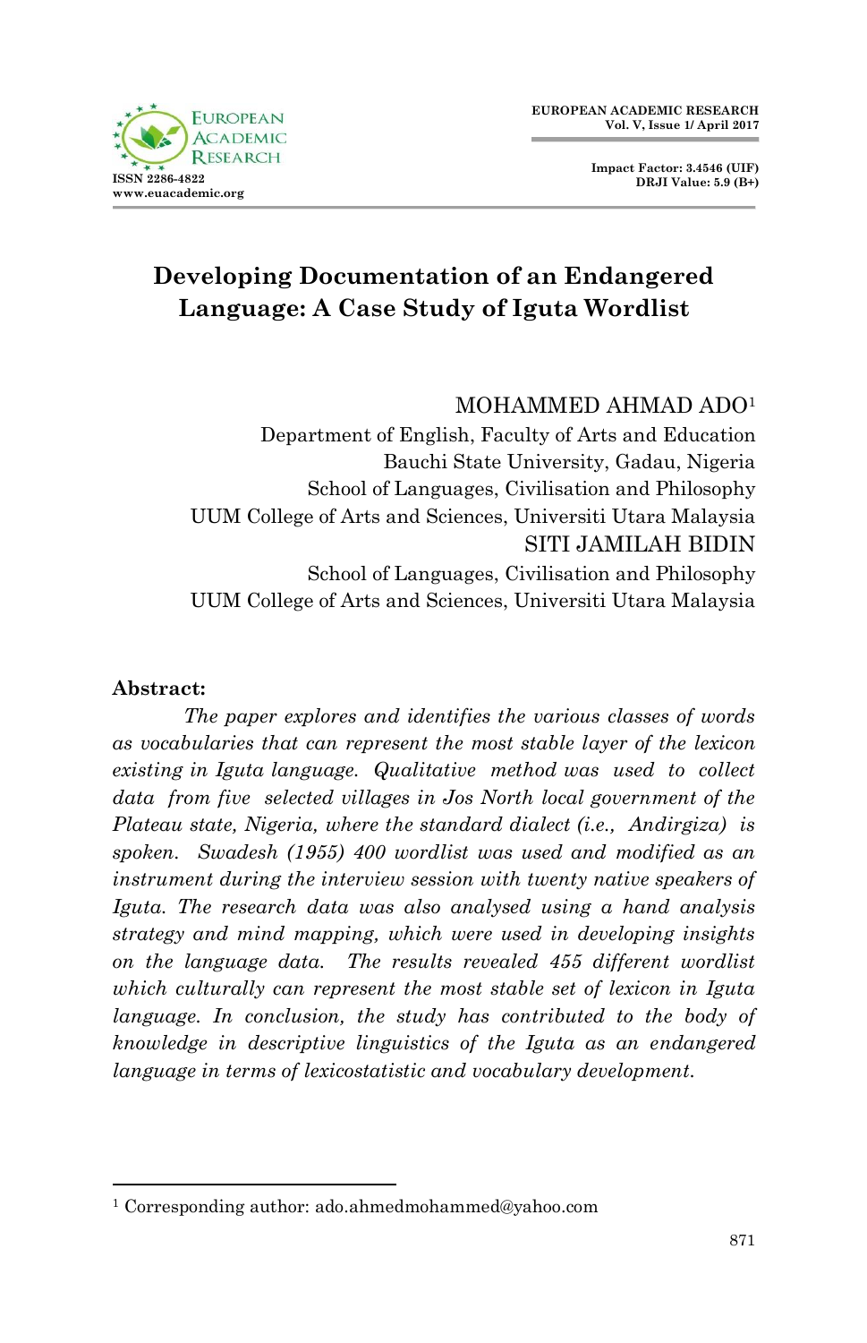# Developing Documentation of an Endangered Language: A Case Study of Iguta Wordlist

MOHAMMED AHMAD ADO[1]
Department of English, Faculty of Arts and Education
Bauchi State University, Gadau, Nigeria
School of Languages, Civilisation and Philosophy
UUM College of Arts and Sciences, Universiti Utara Malaysia

SITI JAMILAH BIDIN
School of Languages, Civilisation and Philosophy
UUM College of Arts and Sciences, Universiti Utara Malaysia

**Abstract:**

*The paper explores and identifies the various classes of words as vocabularies that can represent the most stable layer of the lexicon existing in Iguta language. Qualitative method was used to collect data from five selected villages in Jos North local government of the Plateau state, Nigeria, where the standard dialect (i.e., Andirgiza) is spoken. Swadesh (1955) 400 wordlist was used and modified as an instrument during the interview session with twenty native speakers of Iguta. The research data was also analysed using a hand analysis strategy and mind mapping, which were used in developing insights on the language data. The results revealed 455 different wordlist which culturally can represent the most stable set of lexicon in Iguta language. In conclusion, the study has contributed to the body of knowledge in descriptive linguistics of the Iguta as an endangered language in terms of lexicostatistic and vocabulary development.*

[1] Corresponding author: ado.ahmedmohammed@yahoo.com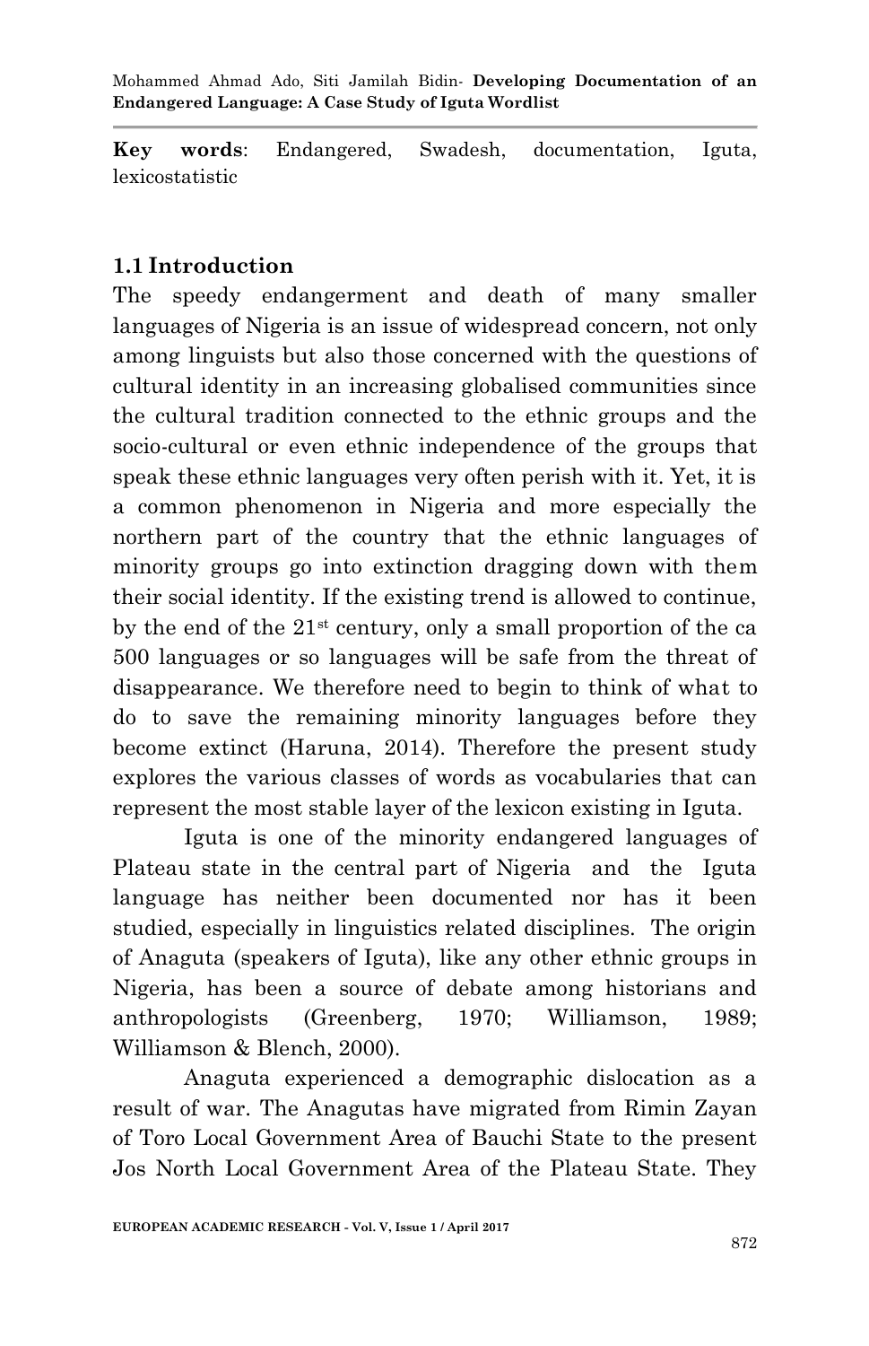**Key words**: Endangered, Swadesh, documentation, Iguta, lexicostatistic

## 1.1 Introduction

The speedy endangerment and death of many smaller languages of Nigeria is an issue of widespread concern, not only among linguists but also those concerned with the questions of cultural identity in an increasing globalised communities since the cultural tradition connected to the ethnic groups and the socio-cultural or even ethnic independence of the groups that speak these ethnic languages very often perish with it. Yet, it is a common phenomenon in Nigeria and more especially the northern part of the country that the ethnic languages of minority groups go into extinction dragging down with them their social identity. If the existing trend is allowed to continue, by the end of the 21st century, only a small proportion of the ca 500 languages or so languages will be safe from the threat of disappearance. We therefore need to begin to think of what to do to save the remaining minority languages before they become extinct (Haruna, 2014). Therefore the present study explores the various classes of words as vocabularies that can represent the most stable layer of the lexicon existing in Iguta.

Iguta is one of the minority endangered languages of Plateau state in the central part of Nigeria and the Iguta language has neither been documented nor has it been studied, especially in linguistics related disciplines. The origin of Anaguta (speakers of Iguta), like any other ethnic groups in Nigeria, has been a source of debate among historians and anthropologists (Greenberg, 1970; Williamson, 1989; Williamson & Blench, 2000).

Anaguta experienced a demographic dislocation as a result of war. The Anagutas have migrated from Rimin Zayan of Toro Local Government Area of Bauchi State to the present Jos North Local Government Area of the Plateau State. They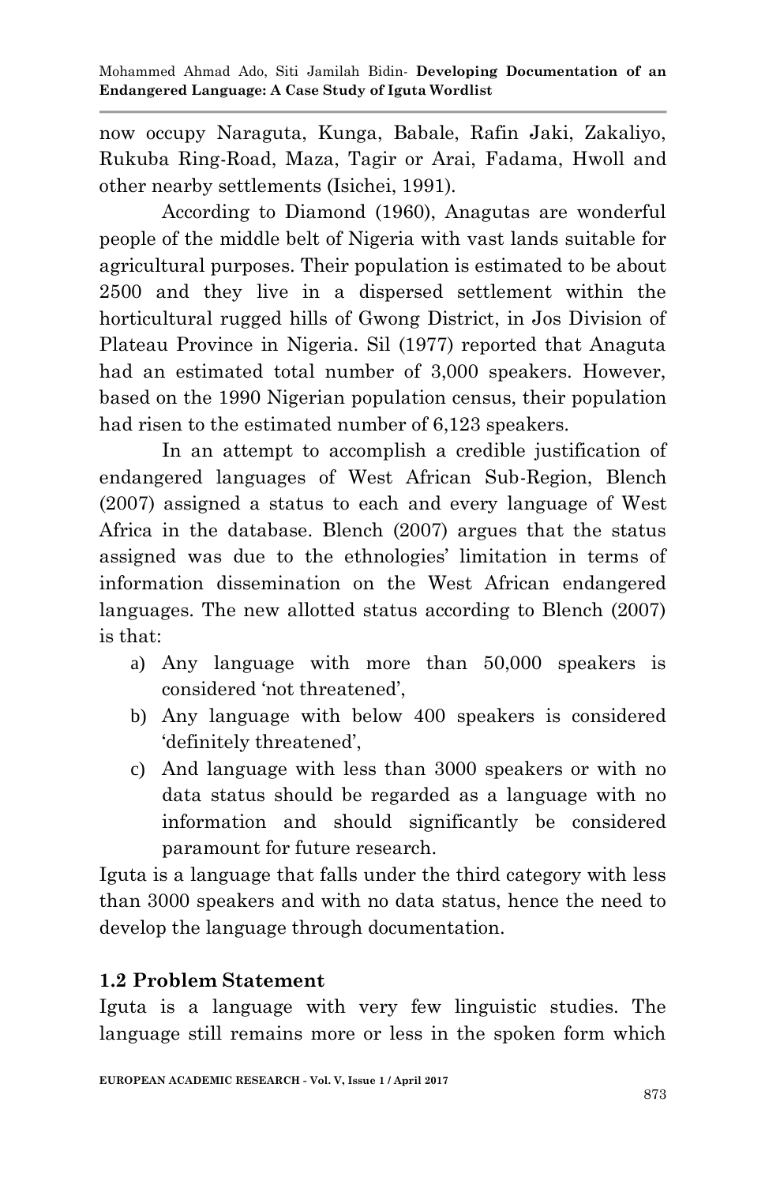now occupy Naraguta, Kunga, Babale, Rafin Jaki, Zakaliyo, Rukuba Ring-Road, Maza, Tagir or Arai, Fadama, Hwoll and other nearby settlements (Isichei, 1991).

According to Diamond (1960), Anagutas are wonderful people of the middle belt of Nigeria with vast lands suitable for agricultural purposes. Their population is estimated to be about 2500 and they live in a dispersed settlement within the horticultural rugged hills of Gwong District, in Jos Division of Plateau Province in Nigeria. Sil (1977) reported that Anaguta had an estimated total number of 3,000 speakers. However, based on the 1990 Nigerian population census, their population had risen to the estimated number of 6,123 speakers.

In an attempt to accomplish a credible justification of endangered languages of West African Sub-Region, Blench (2007) assigned a status to each and every language of West Africa in the database. Blench (2007) argues that the status assigned was due to the ethnologies' limitation in terms of information dissemination on the West African endangered languages. The new allotted status according to Blench (2007) is that:

a) Any language with more than 50,000 speakers is considered 'not threatened',
b) Any language with below 400 speakers is considered 'definitely threatened',
c) And language with less than 3000 speakers or with no data status should be regarded as a language with no information and should significantly be considered paramount for future research.

Iguta is a language that falls under the third category with less than 3000 speakers and with no data status, hence the need to develop the language through documentation.

### 1.2 Problem Statement

Iguta is a language with very few linguistic studies. The language still remains more or less in the spoken form which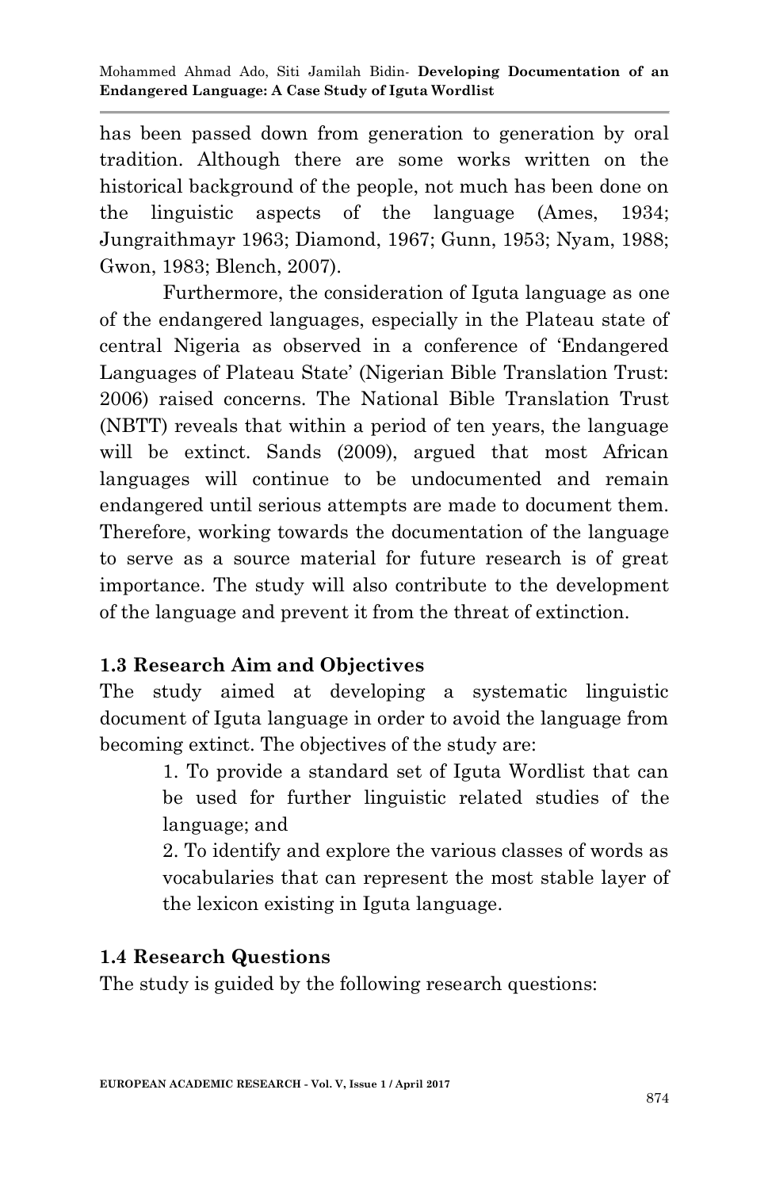has been passed down from generation to generation by oral tradition. Although there are some works written on the historical background of the people, not much has been done on the linguistic aspects of the language (Ames, 1934; Jungraithmayr 1963; Diamond, 1967; Gunn, 1953; Nyam, 1988; Gwon, 1983; Blench, 2007).

Furthermore, the consideration of Iguta language as one of the endangered languages, especially in the Plateau state of central Nigeria as observed in a conference of 'Endangered Languages of Plateau State' (Nigerian Bible Translation Trust: 2006) raised concerns. The National Bible Translation Trust (NBTT) reveals that within a period of ten years, the language will be extinct. Sands (2009), argued that most African languages will continue to be undocumented and remain endangered until serious attempts are made to document them. Therefore, working towards the documentation of the language to serve as a source material for future research is of great importance. The study will also contribute to the development of the language and prevent it from the threat of extinction.

### 1.3 Research Aim and Objectives

The study aimed at developing a systematic linguistic document of Iguta language in order to avoid the language from becoming extinct. The objectives of the study are:

1. To provide a standard set of Iguta Wordlist that can be used for further linguistic related studies of the language; and
2. To identify and explore the various classes of words as vocabularies that can represent the most stable layer of the lexicon existing in Iguta language.

### 1.4 Research Questions

The study is guided by the following research questions: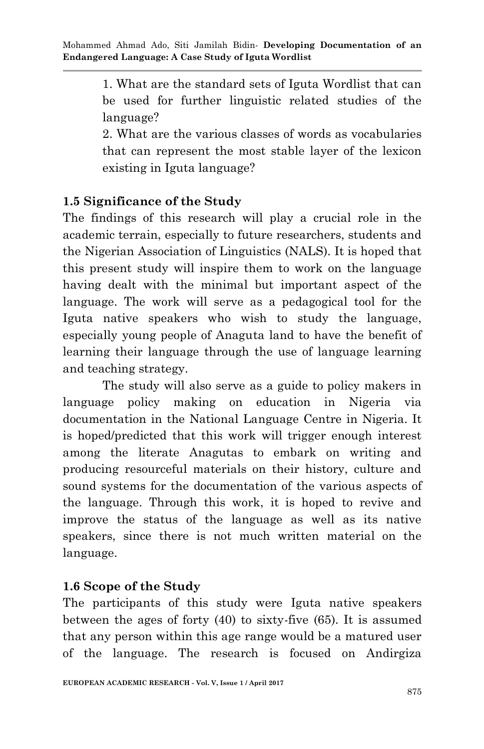1. What are the standard sets of Iguta Wordlist that can be used for further linguistic related studies of the language?

2. What are the various classes of words as vocabularies that can represent the most stable layer of the lexicon existing in Iguta language?

## 1.5 Significance of the Study

The findings of this research will play a crucial role in the academic terrain, especially to future researchers, students and the Nigerian Association of Linguistics (NALS). It is hoped that this present study will inspire them to work on the language having dealt with the minimal but important aspect of the language. The work will serve as a pedagogical tool for the Iguta native speakers who wish to study the language, especially young people of Anaguta land to have the benefit of learning their language through the use of language learning and teaching strategy.

The study will also serve as a guide to policy makers in language policy making on education in Nigeria via documentation in the National Language Centre in Nigeria. It is hoped/predicted that this work will trigger enough interest among the literate Anagutas to embark on writing and producing resourceful materials on their history, culture and sound systems for the documentation of the various aspects of the language. Through this work, it is hoped to revive and improve the status of the language as well as its native speakers, since there is not much written material on the language.

## 1.6 Scope of the Study

The participants of this study were Iguta native speakers between the ages of forty (40) to sixty-five (65). It is assumed that any person within this age range would be a matured user of the language. The research is focused on Andirgiza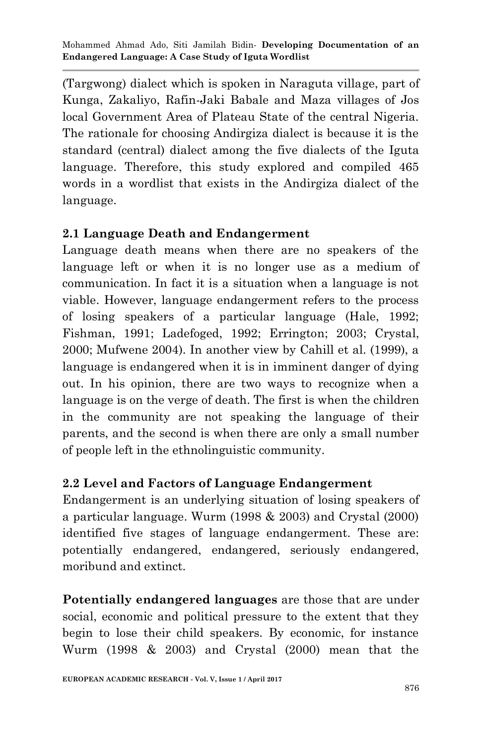(Targwong) dialect which is spoken in Naraguta village, part of Kunga, Zakaliyo, Rafin-Jaki Babale and Maza villages of Jos local Government Area of Plateau State of the central Nigeria. The rationale for choosing Andirgiza dialect is because it is the standard (central) dialect among the five dialects of the Iguta language. Therefore, this study explored and compiled 465 words in a wordlist that exists in the Andirgiza dialect of the language.

### 2.1 Language Death and Endangerment

Language death means when there are no speakers of the language left or when it is no longer use as a medium of communication. In fact it is a situation when a language is not viable. However, language endangerment refers to the process of losing speakers of a particular language (Hale, 1992; Fishman, 1991; Ladefoged, 1992; Errington; 2003; Crystal, 2000; Mufwene 2004). In another view by Cahill et al. (1999), a language is endangered when it is in imminent danger of dying out. In his opinion, there are two ways to recognize when a language is on the verge of death. The first is when the children in the community are not speaking the language of their parents, and the second is when there are only a small number of people left in the ethnolinguistic community.

### 2.2 Level and Factors of Language Endangerment

Endangerment is an underlying situation of losing speakers of a particular language. Wurm (1998 & 2003) and Crystal (2000) identified five stages of language endangerment. These are: potentially endangered, endangered, seriously endangered, moribund and extinct.

**Potentially endangered languages** are those that are under social, economic and political pressure to the extent that they begin to lose their child speakers. By economic, for instance Wurm (1998 & 2003) and Crystal (2000) mean that the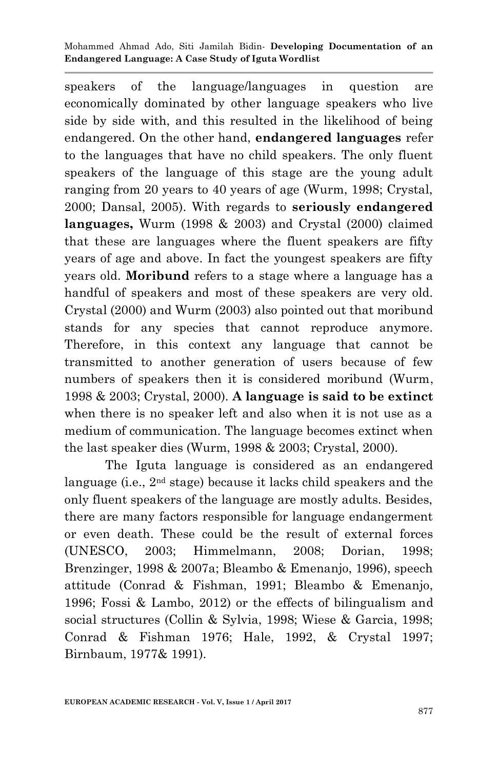speakers of the language/languages in question are economically dominated by other language speakers who live side by side with, and this resulted in the likelihood of being endangered. On the other hand, **endangered languages** refer to the languages that have no child speakers. The only fluent speakers of the language of this stage are the young adult ranging from 20 years to 40 years of age (Wurm, 1998; Crystal, 2000; Dansal, 2005). With regards to **seriously endangered languages,** Wurm (1998 & 2003) and Crystal (2000) claimed that these are languages where the fluent speakers are fifty years of age and above. In fact the youngest speakers are fifty years old. **Moribund** refers to a stage where a language has a handful of speakers and most of these speakers are very old. Crystal (2000) and Wurm (2003) also pointed out that moribund stands for any species that cannot reproduce anymore. Therefore, in this context any language that cannot be transmitted to another generation of users because of few numbers of speakers then it is considered moribund (Wurm, 1998 & 2003; Crystal, 2000). **A language is said to be extinct** when there is no speaker left and also when it is not use as a medium of communication. The language becomes extinct when the last speaker dies (Wurm, 1998 & 2003; Crystal, 2000).

The Iguta language is considered as an endangered language (i.e., 2nd stage) because it lacks child speakers and the only fluent speakers of the language are mostly adults. Besides, there are many factors responsible for language endangerment or even death. These could be the result of external forces (UNESCO, 2003; Himmelmann, 2008; Dorian, 1998; Brenzinger, 1998 & 2007a; Bleambo & Emenanjo, 1996), speech attitude (Conrad & Fishman, 1991; Bleambo & Emenanjo, 1996; Fossi & Lambo, 2012) or the effects of bilingualism and social structures (Collin & Sylvia, 1998; Wiese & Garcia, 1998; Conrad & Fishman 1976; Hale, 1992, & Crystal 1997; Birnbaum, 1977& 1991).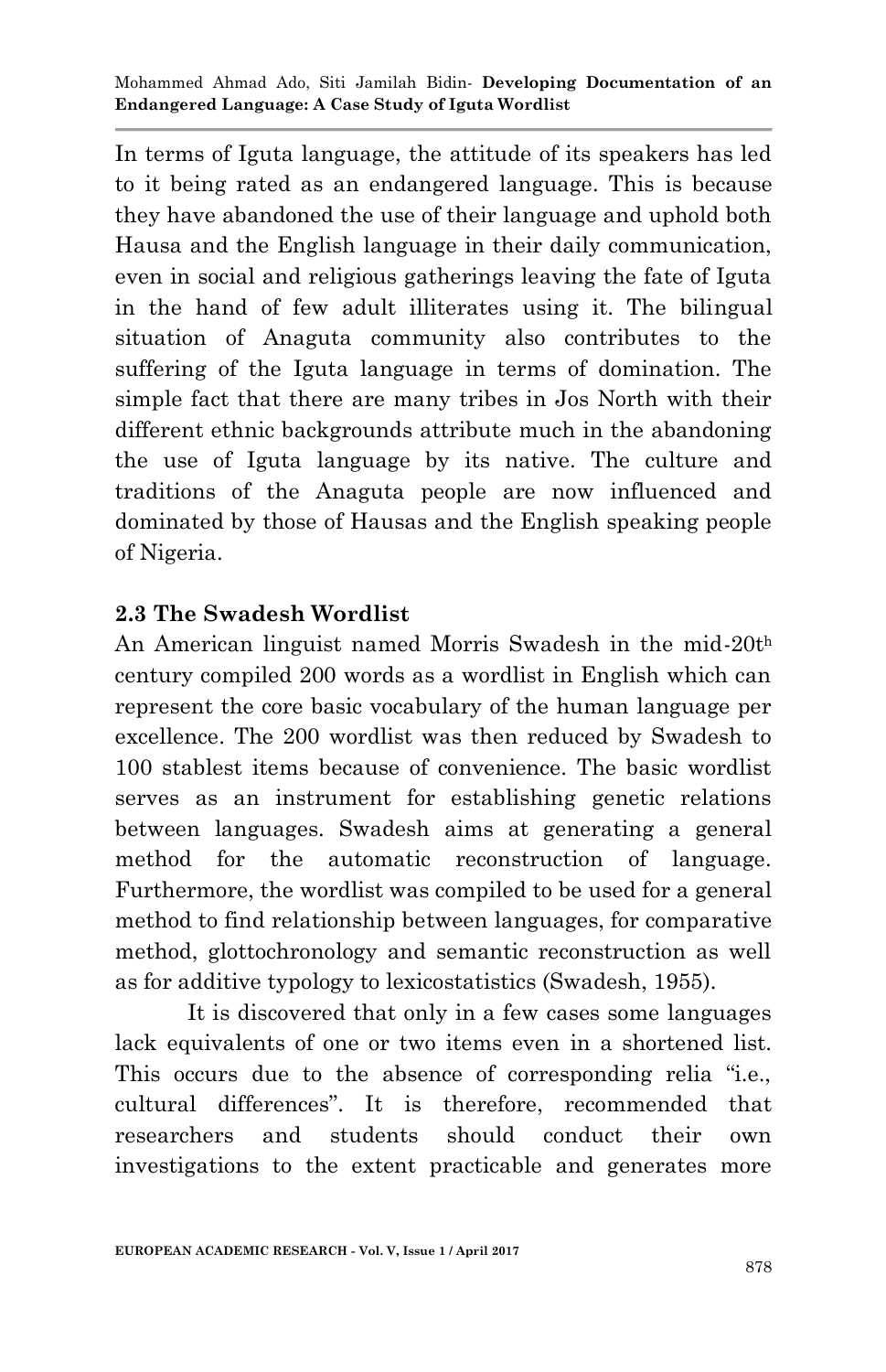In terms of Iguta language, the attitude of its speakers has led to it being rated as an endangered language. This is because they have abandoned the use of their language and uphold both Hausa and the English language in their daily communication, even in social and religious gatherings leaving the fate of Iguta in the hand of few adult illiterates using it. The bilingual situation of Anaguta community also contributes to the suffering of the Iguta language in terms of domination. The simple fact that there are many tribes in Jos North with their different ethnic backgrounds attribute much in the abandoning the use of Iguta language by its native. The culture and traditions of the Anaguta people are now influenced and dominated by those of Hausas and the English speaking people of Nigeria.

### 2.3 The Swadesh Wordlist

An American linguist named Morris Swadesh in the mid-20th century compiled 200 words as a wordlist in English which can represent the core basic vocabulary of the human language per excellence. The 200 wordlist was then reduced by Swadesh to 100 stablest items because of convenience. The basic wordlist serves as an instrument for establishing genetic relations between languages. Swadesh aims at generating a general method for the automatic reconstruction of language. Furthermore, the wordlist was compiled to be used for a general method to find relationship between languages, for comparative method, glottochronology and semantic reconstruction as well as for additive typology to lexicostatistics (Swadesh, 1955).

It is discovered that only in a few cases some languages lack equivalents of one or two items even in a shortened list. This occurs due to the absence of corresponding relia "i.e., cultural differences". It is therefore, recommended that researchers and students should conduct their own investigations to the extent practicable and generates more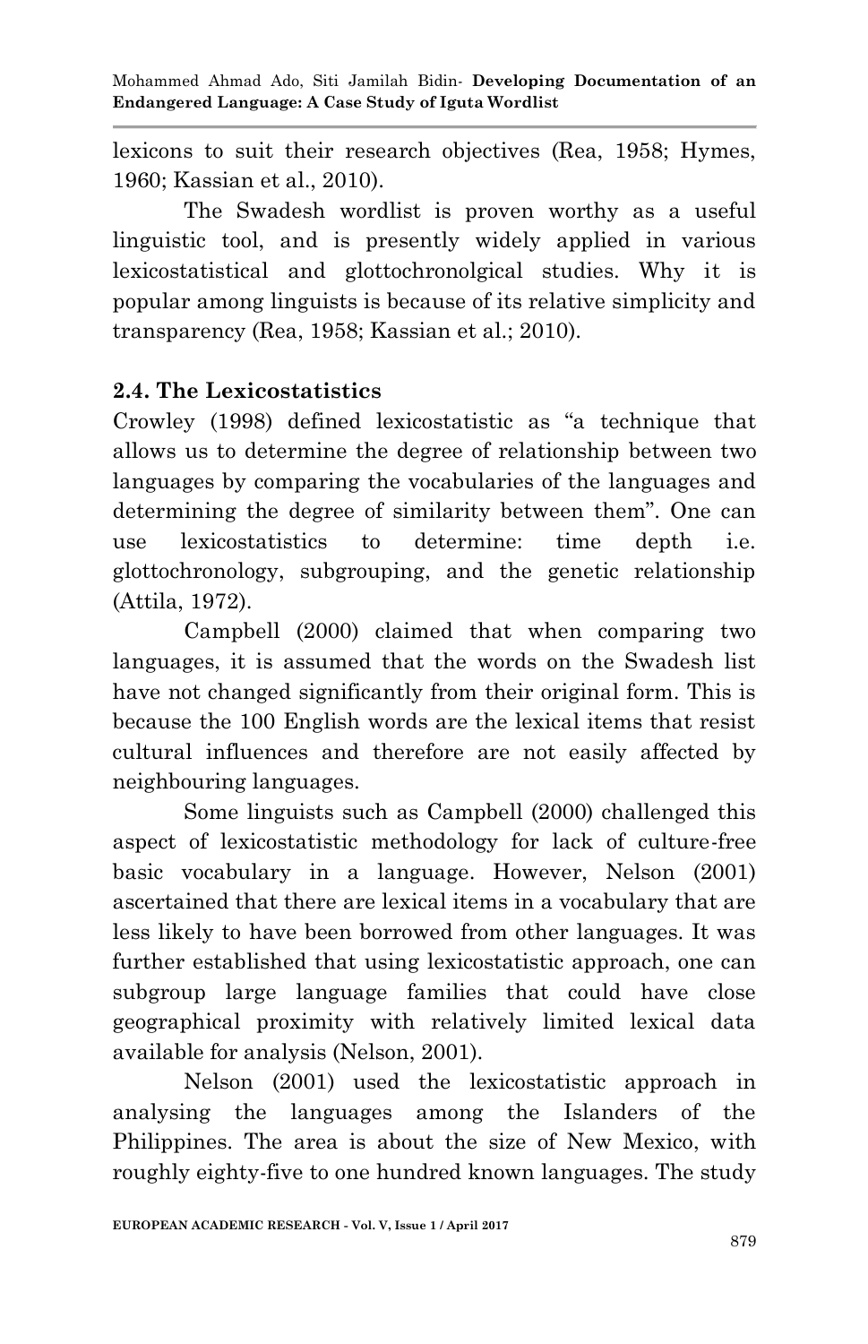lexicons to suit their research objectives (Rea, 1958; Hymes, 1960; Kassian et al., 2010).

The Swadesh wordlist is proven worthy as a useful linguistic tool, and is presently widely applied in various lexicostatistical and glottochronolgical studies. Why it is popular among linguists is because of its relative simplicity and transparency (Rea, 1958; Kassian et al.; 2010).

## 2.4. The Lexicostatistics

Crowley (1998) defined lexicostatistic as "a technique that allows us to determine the degree of relationship between two languages by comparing the vocabularies of the languages and determining the degree of similarity between them". One can use lexicostatistics to determine: time depth i.e. glottochronology, subgrouping, and the genetic relationship (Attila, 1972).

Campbell (2000) claimed that when comparing two languages, it is assumed that the words on the Swadesh list have not changed significantly from their original form. This is because the 100 English words are the lexical items that resist cultural influences and therefore are not easily affected by neighbouring languages.

Some linguists such as Campbell (2000) challenged this aspect of lexicostatistic methodology for lack of culture-free basic vocabulary in a language. However, Nelson (2001) ascertained that there are lexical items in a vocabulary that are less likely to have been borrowed from other languages. It was further established that using lexicostatistic approach, one can subgroup large language families that could have close geographical proximity with relatively limited lexical data available for analysis (Nelson, 2001).

Nelson (2001) used the lexicostatistic approach in analysing the languages among the Islanders of the Philippines. The area is about the size of New Mexico, with roughly eighty-five to one hundred known languages. The study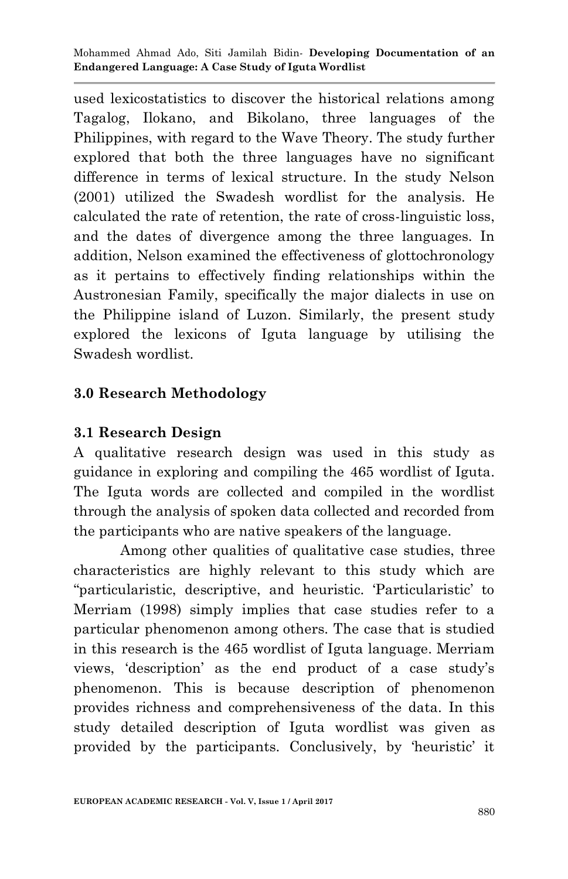used lexicostatistics to discover the historical relations among Tagalog, Ilokano, and Bikolano, three languages of the Philippines, with regard to the Wave Theory. The study further explored that both the three languages have no significant difference in terms of lexical structure. In the study Nelson (2001) utilized the Swadesh wordlist for the analysis. He calculated the rate of retention, the rate of cross-linguistic loss, and the dates of divergence among the three languages. In addition, Nelson examined the effectiveness of glottochronology as it pertains to effectively finding relationships within the Austronesian Family, specifically the major dialects in use on the Philippine island of Luzon. Similarly, the present study explored the lexicons of Iguta language by utilising the Swadesh wordlist.

## 3.0 Research Methodology

### 3.1 Research Design

A qualitative research design was used in this study as guidance in exploring and compiling the 465 wordlist of Iguta. The Iguta words are collected and compiled in the wordlist through the analysis of spoken data collected and recorded from the participants who are native speakers of the language.

Among other qualities of qualitative case studies, three characteristics are highly relevant to this study which are "particularistic, descriptive, and heuristic. 'Particularistic' to Merriam (1998) simply implies that case studies refer to a particular phenomenon among others. The case that is studied in this research is the 465 wordlist of Iguta language. Merriam views, 'description' as the end product of a case study's phenomenon. This is because description of phenomenon provides richness and comprehensiveness of the data. In this study detailed description of Iguta wordlist was given as provided by the participants. Conclusively, by 'heuristic' it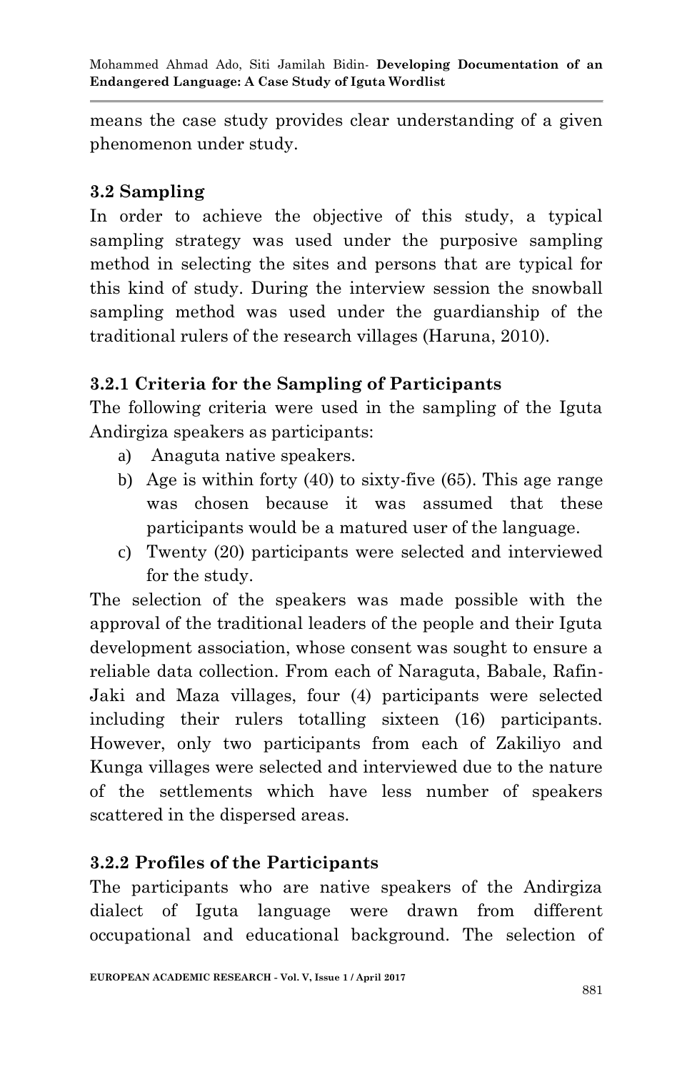means the case study provides clear understanding of a given phenomenon under study.

### 3.2 Sampling

In order to achieve the objective of this study, a typical sampling strategy was used under the purposive sampling method in selecting the sites and persons that are typical for this kind of study. During the interview session the snowball sampling method was used under the guardianship of the traditional rulers of the research villages (Haruna, 2010).

#### 3.2.1 Criteria for the Sampling of Participants

The following criteria were used in the sampling of the Iguta Andirgiza speakers as participants:

a) Anaguta native speakers.
b) Age is within forty (40) to sixty-five (65). This age range was chosen because it was assumed that these participants would be a matured user of the language.
c) Twenty (20) participants were selected and interviewed for the study.

The selection of the speakers was made possible with the approval of the traditional leaders of the people and their Iguta development association, whose consent was sought to ensure a reliable data collection. From each of Naraguta, Babale, Rafin-Jaki and Maza villages, four (4) participants were selected including their rulers totalling sixteen (16) participants. However, only two participants from each of Zakiliyo and Kunga villages were selected and interviewed due to the nature of the settlements which have less number of speakers scattered in the dispersed areas.

#### 3.2.2 Profiles of the Participants

The participants who are native speakers of the Andirgiza dialect of Iguta language were drawn from different occupational and educational background. The selection of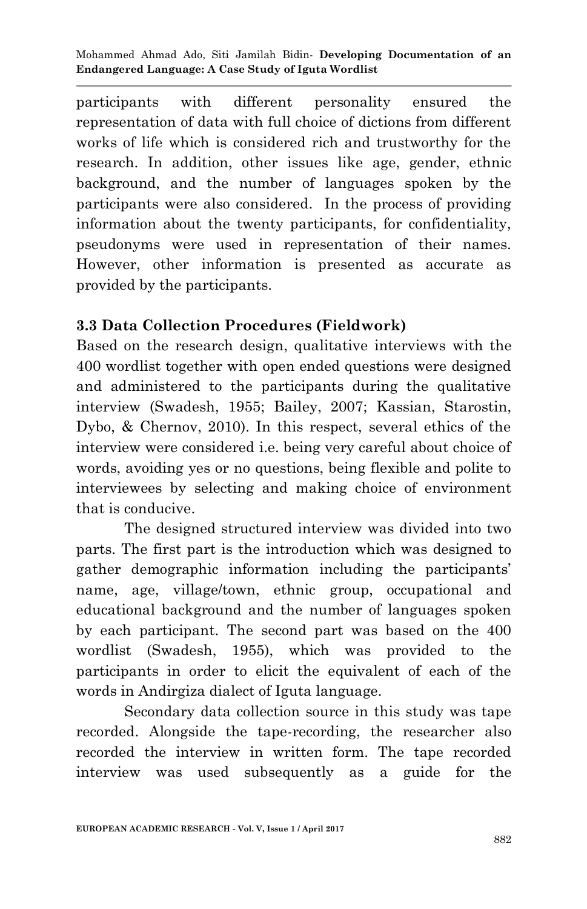participants with different personality ensured the representation of data with full choice of dictions from different works of life which is considered rich and trustworthy for the research. In addition, other issues like age, gender, ethnic background, and the number of languages spoken by the participants were also considered. In the process of providing information about the twenty participants, for confidentiality, pseudonyms were used in representation of their names. However, other information is presented as accurate as provided by the participants.

### 3.3 Data Collection Procedures (Fieldwork)

Based on the research design, qualitative interviews with the 400 wordlist together with open ended questions were designed and administered to the participants during the qualitative interview (Swadesh, 1955; Bailey, 2007; Kassian, Starostin, Dybo, & Chernov, 2010). In this respect, several ethics of the interview were considered i.e. being very careful about choice of words, avoiding yes or no questions, being flexible and polite to interviewees by selecting and making choice of environment that is conducive.

The designed structured interview was divided into two parts. The first part is the introduction which was designed to gather demographic information including the participants' name, age, village/town, ethnic group, occupational and educational background and the number of languages spoken by each participant. The second part was based on the 400 wordlist (Swadesh, 1955), which was provided to the participants in order to elicit the equivalent of each of the words in Andirgiza dialect of Iguta language.

Secondary data collection source in this study was tape recorded. Alongside the tape-recording, the researcher also recorded the interview in written form. The tape recorded interview was used subsequently as a guide for the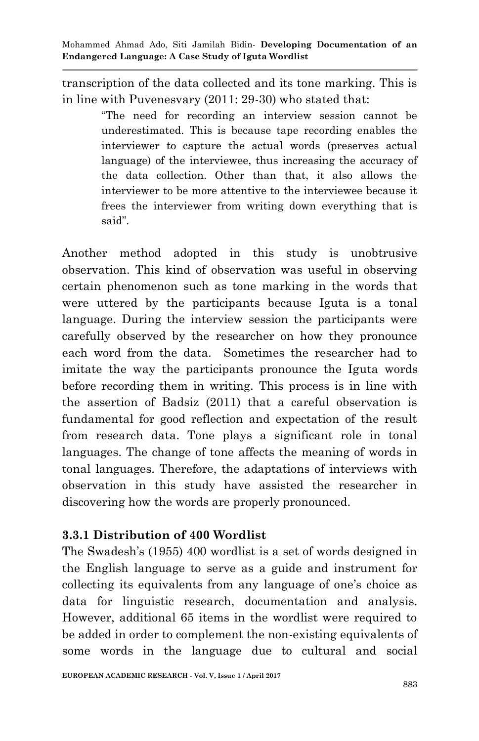transcription of the data collected and its tone marking. This is in line with Puvenesvary (2011: 29-30) who stated that:

> "The need for recording an interview session cannot be underestimated. This is because tape recording enables the interviewer to capture the actual words (preserves actual language) of the interviewee, thus increasing the accuracy of the data collection. Other than that, it also allows the interviewer to be more attentive to the interviewee because it frees the interviewer from writing down everything that is said".

Another method adopted in this study is unobtrusive observation. This kind of observation was useful in observing certain phenomenon such as tone marking in the words that were uttered by the participants because Iguta is a tonal language. During the interview session the participants were carefully observed by the researcher on how they pronounce each word from the data. Sometimes the researcher had to imitate the way the participants pronounce the Iguta words before recording them in writing. This process is in line with the assertion of Badsiz (2011) that a careful observation is fundamental for good reflection and expectation of the result from research data. Tone plays a significant role in tonal languages. The change of tone affects the meaning of words in tonal languages. Therefore, the adaptations of interviews with observation in this study have assisted the researcher in discovering how the words are properly pronounced.

### 3.3.1 Distribution of 400 Wordlist

The Swadesh's (1955) 400 wordlist is a set of words designed in the English language to serve as a guide and instrument for collecting its equivalents from any language of one's choice as data for linguistic research, documentation and analysis. However, additional 65 items in the wordlist were required to be added in order to complement the non-existing equivalents of some words in the language due to cultural and social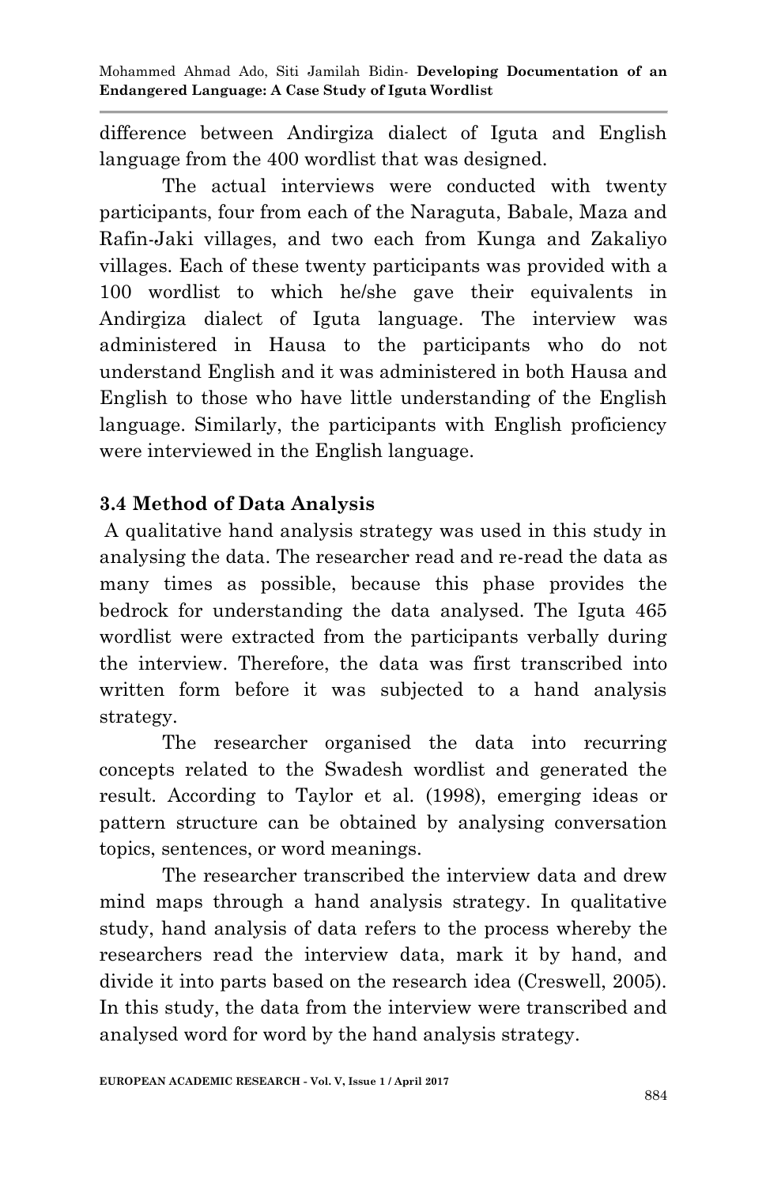difference between Andirgiza dialect of Iguta and English language from the 400 wordlist that was designed.

The actual interviews were conducted with twenty participants, four from each of the Naraguta, Babale, Maza and Rafin-Jaki villages, and two each from Kunga and Zakaliyo villages. Each of these twenty participants was provided with a 100 wordlist to which he/she gave their equivalents in Andirgiza dialect of Iguta language. The interview was administered in Hausa to the participants who do not understand English and it was administered in both Hausa and English to those who have little understanding of the English language. Similarly, the participants with English proficiency were interviewed in the English language.

### 3.4 Method of Data Analysis

A qualitative hand analysis strategy was used in this study in analysing the data. The researcher read and re-read the data as many times as possible, because this phase provides the bedrock for understanding the data analysed. The Iguta 465 wordlist were extracted from the participants verbally during the interview. Therefore, the data was first transcribed into written form before it was subjected to a hand analysis strategy.

The researcher organised the data into recurring concepts related to the Swadesh wordlist and generated the result. According to Taylor et al. (1998), emerging ideas or pattern structure can be obtained by analysing conversation topics, sentences, or word meanings.

The researcher transcribed the interview data and drew mind maps through a hand analysis strategy. In qualitative study, hand analysis of data refers to the process whereby the researchers read the interview data, mark it by hand, and divide it into parts based on the research idea (Creswell, 2005). In this study, the data from the interview were transcribed and analysed word for word by the hand analysis strategy.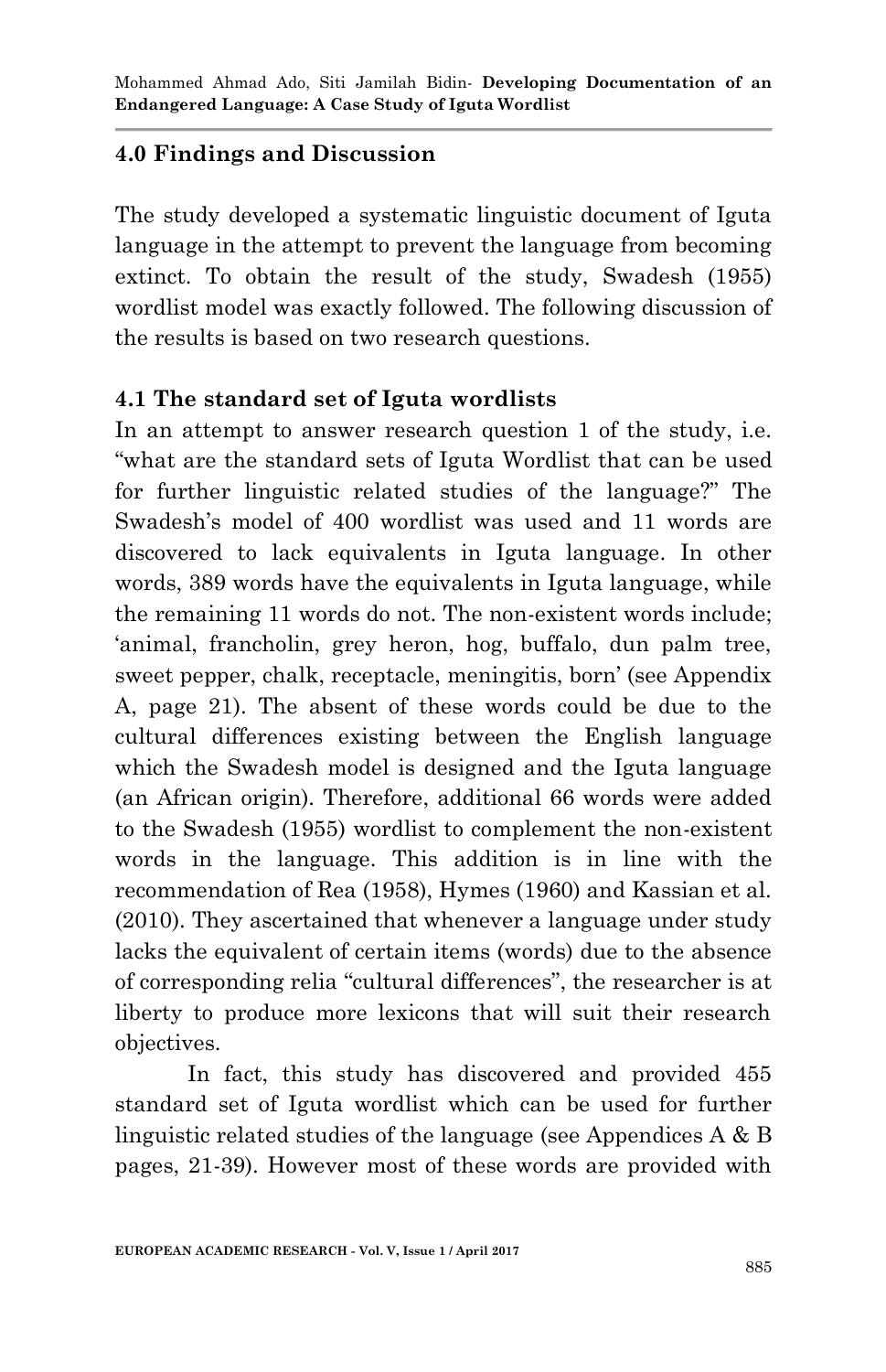## 4.0 Findings and Discussion

The study developed a systematic linguistic document of Iguta language in the attempt to prevent the language from becoming extinct. To obtain the result of the study, Swadesh (1955) wordlist model was exactly followed. The following discussion of the results is based on two research questions.

### 4.1 The standard set of Iguta wordlists

In an attempt to answer research question 1 of the study, i.e. "what are the standard sets of Iguta Wordlist that can be used for further linguistic related studies of the language?" The Swadesh's model of 400 wordlist was used and 11 words are discovered to lack equivalents in Iguta language. In other words, 389 words have the equivalents in Iguta language, while the remaining 11 words do not. The non-existent words include; 'animal, francholin, grey heron, hog, buffalo, dun palm tree, sweet pepper, chalk, receptacle, meningitis, born' (see Appendix A, page 21). The absent of these words could be due to the cultural differences existing between the English language which the Swadesh model is designed and the Iguta language (an African origin). Therefore, additional 66 words were added to the Swadesh (1955) wordlist to complement the non-existent words in the language. This addition is in line with the recommendation of Rea (1958), Hymes (1960) and Kassian et al. (2010). They ascertained that whenever a language under study lacks the equivalent of certain items (words) due to the absence of corresponding relia "cultural differences", the researcher is at liberty to produce more lexicons that will suit their research objectives.

In fact, this study has discovered and provided 455 standard set of Iguta wordlist which can be used for further linguistic related studies of the language (see Appendices A & B pages, 21-39). However most of these words are provided with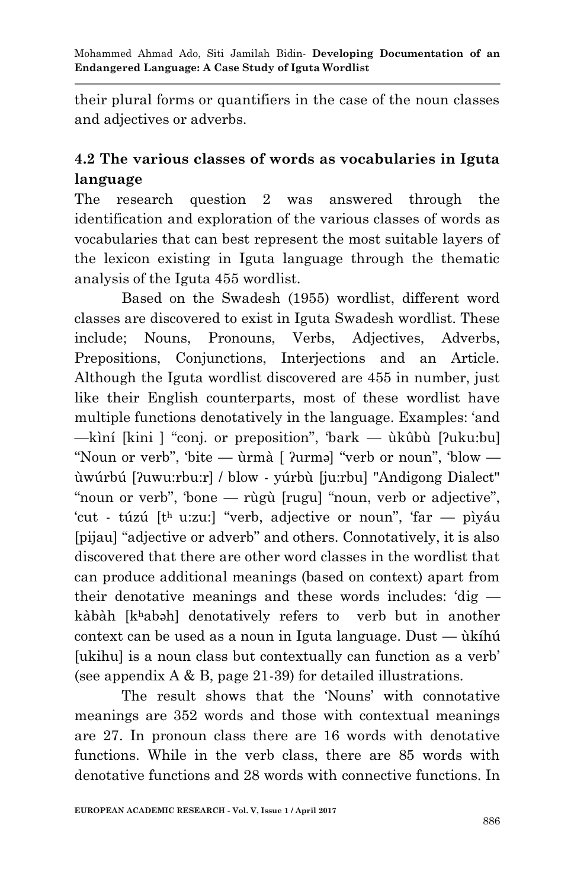their plural forms or quantifiers in the case of the noun classes and adjectives or adverbs.

## 4.2 The various classes of words as vocabularies in Iguta language

The research question 2 was answered through the identification and exploration of the various classes of words as vocabularies that can best represent the most suitable layers of the lexicon existing in Iguta language through the thematic analysis of the Iguta 455 wordlist.

Based on the Swadesh (1955) wordlist, different word classes are discovered to exist in Iguta Swadesh wordlist. These include; Nouns, Pronouns, Verbs, Adjectives, Adverbs, Prepositions, Conjunctions, Interjections and an Article. Although the Iguta wordlist discovered are 455 in number, just like their English counterparts, most of these wordlist have multiple functions denotatively in the language. Examples: 'and —kìní [kini ] "conj. or preposition", 'bark — ùkûbù [ʔuku:bu] "Noun or verb", 'bite — ùrmà [ ʔurmə] "verb or noun", 'blow — ùwúrbú [ʔuwu:rbu:r] / blow - yúrbù [ju:rbu] "Andigong Dialect" "noun or verb", 'bone — rùgù [rugu] "noun, verb or adjective", 'cut - túzú [tʰ u:zu:] "verb, adjective or noun", 'far — pìyáu [pijau] "adjective or adverb" and others. Connotatively, it is also discovered that there are other word classes in the wordlist that can produce additional meanings (based on context) apart from their denotative meanings and these words includes: 'dig — kàbàh [kʰabəh] denotatively refers to verb but in another context can be used as a noun in Iguta language. Dust — ùkíhú [ukihu] is a noun class but contextually can function as a verb' (see appendix A & B, page 21-39) for detailed illustrations.

The result shows that the 'Nouns' with connotative meanings are 352 words and those with contextual meanings are 27. In pronoun class there are 16 words with denotative functions. While in the verb class, there are 85 words with denotative functions and 28 words with connective functions. In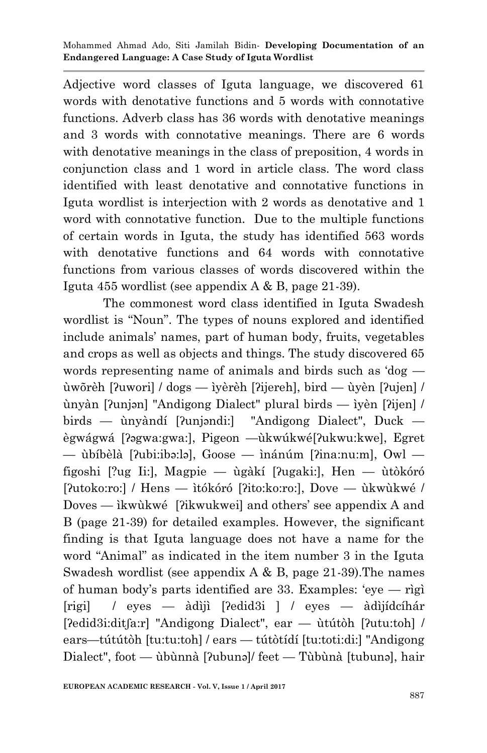Adjective word classes of Iguta language, we discovered 61 words with denotative functions and 5 words with connotative functions. Adverb class has 36 words with denotative meanings and 3 words with connotative meanings. There are 6 words with denotative meanings in the class of preposition, 4 words in conjunction class and 1 word in article class. The word class identified with least denotative and connotative functions in Iguta wordlist is interjection with 2 words as denotative and 1 word with connotative function. Due to the multiple functions of certain words in Iguta, the study has identified 563 words with denotative functions and 64 words with connotative functions from various classes of words discovered within the Iguta 455 wordlist (see appendix A & B, page 21-39).

The commonest word class identified in Iguta Swadesh wordlist is "Noun". The types of nouns explored and identified include animals' names, part of human body, fruits, vegetables and crops as well as objects and things. The study discovered 65 words representing name of animals and birds such as 'dog — ùwõrèh [ʔuwori] / dogs — ìyèrèh [ʔijereh], bird — ùyèn [ʔujen] / ùnyàn [ʔunjən] "Andigong Dialect" plural birds — ìyèn [ʔijen] / birds — ùnyàndí [ʔunjəndi:] "Andigong Dialect", Duck — ègwágwá [ʔəgwa:gwa:], Pigeon —ùkwúkwé[ʔukwu:kwe], Egret — ùbíbèlà [ʔubi:ibə:lə], Goose — ìnánúm [ʔina:nu:m], Owl — figoshi [ʔug Ii:], Magpie — ùgàkí [ʔugaki:], Hen — ùtòkóró [ʔutoko:ro:] / Hens — ìtókóró [ʔito:ko:ro:], Dove — ùkwùkwé / Doves — ìkwùkwé [ʔikwukwei] and others' see appendix A and B (page 21-39) for detailed examples. However, the significant finding is that Iguta language does not have a name for the word "Animal" as indicated in the item number 3 in the Iguta Swadesh wordlist (see appendix A & B, page 21-39).The names of human body's parts identified are 33. Examples: 'eye — rìgì [rigi] / eyes — àdìjì [ʔedidʒi ] / eyes — àdìjídcíhár [ʔedidʒi:ditʃa:r] "Andigong Dialect", ear — ùtútòh [ʔutu:toh] / ears—tútútòh [tu:tu:toh] / ears — tútòtídí [tu:toti:di:] "Andigong Dialect", foot — ùbùnnà [ʔubunə]/ feet — Tùbùnà [tubunə], hair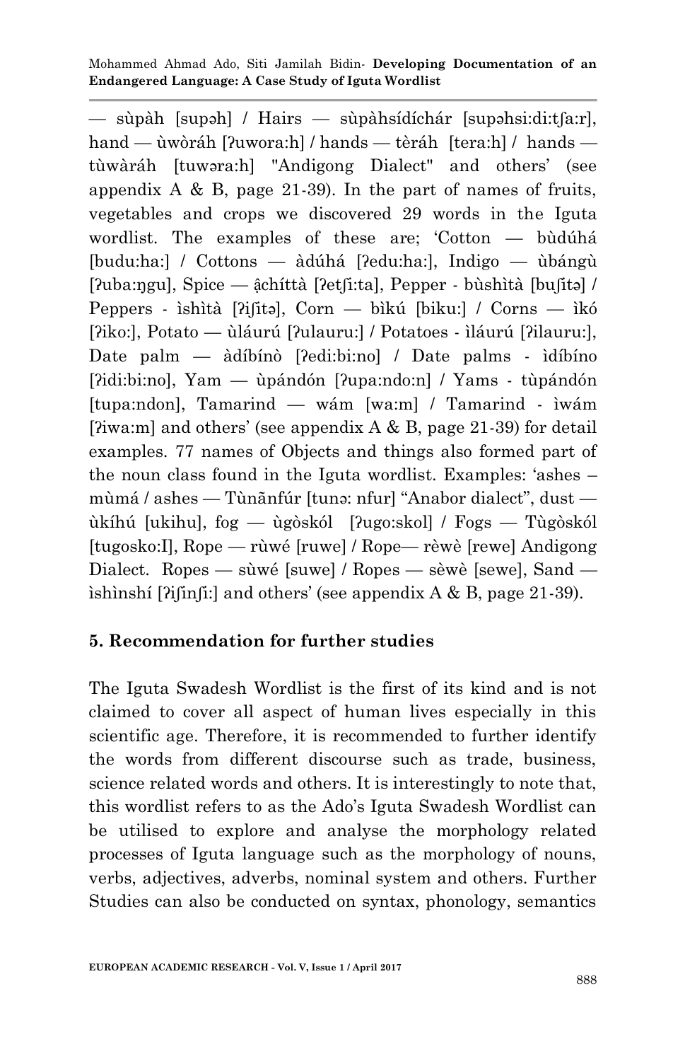— sùpàh [supəh] / Hairs — sùpàhsídíchár [supəhsi:di:tʃa:r], hand — ùwòráh [ʔuwora:h] / hands — tèráh [tera:h] / hands — tùwàráh [tuwəra:h] "Andigong Dialect" and others' (see appendix A & B, page 21-39). In the part of names of fruits, vegetables and crops we discovered 29 words in the Iguta wordlist. The examples of these are; 'Cotton — bùdúhá [budu:ha:] / Cottons — àdúhá [ʔedu:ha:], Indigo — ùbángù [ʔuba:ŋgu], Spice — ậchíttà [ʔetʃi:ta], Pepper - bùshìtà [buʃitə] / Peppers - ìshìtà [ʔiʃitə], Corn — bìkú [biku:] / Corns — ìkó [ʔiko:], Potato — ùláurú [ʔulauru:] / Potatoes - ìláurú [ʔilauru:], Date palm — àdíbínò [ʔedi:bi:no] / Date palms - ìdíbíno [ʔidi:bi:no], Yam — ùpándón [ʔupa:ndo:n] / Yams - tùpándón [tupa:ndon], Tamarind — wám [wa:m] / Tamarind - ìwám [ʔiwa:m] and others' (see appendix A & B, page 21-39) for detail examples. 77 names of Objects and things also formed part of the noun class found in the Iguta wordlist. Examples: 'ashes – mùmá / ashes — Tùnãnfúr [tunə: nfur] "Anabor dialect", dust — ùkíhú [ukihu], fog — ùgòskól [ʔugo:skol] / Fogs — Tùgòskól [tugosko:I], Rope — rùwé [ruwe] / Rope— rèwè [rewe] Andigong Dialect. Ropes — sùwé [suwe] / Ropes — sèwè [sewe], Sand — ìshìnshí [ʔiʃinʃi:] and others' (see appendix A & B, page 21-39).

## 5. Recommendation for further studies

The Iguta Swadesh Wordlist is the first of its kind and is not claimed to cover all aspect of human lives especially in this scientific age. Therefore, it is recommended to further identify the words from different discourse such as trade, business, science related words and others. It is interestingly to note that, this wordlist refers to as the Ado's Iguta Swadesh Wordlist can be utilised to explore and analyse the morphology related processes of Iguta language such as the morphology of nouns, verbs, adjectives, adverbs, nominal system and others. Further Studies can also be conducted on syntax, phonology, semantics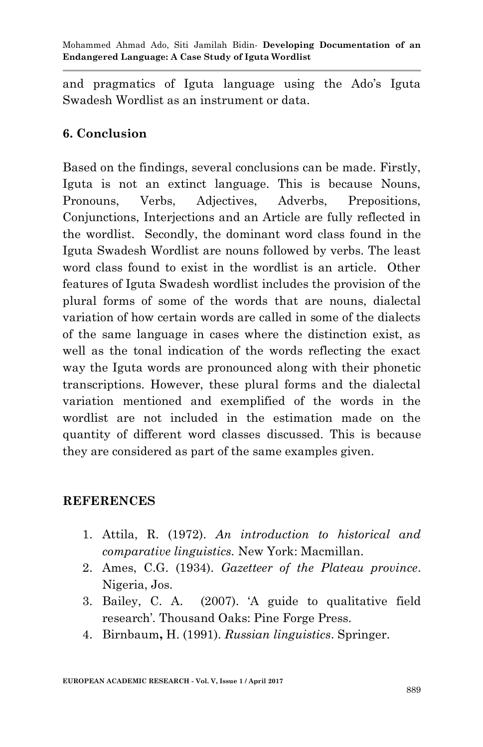and pragmatics of Iguta language using the Ado's Iguta Swadesh Wordlist as an instrument or data.

## 6. Conclusion

Based on the findings, several conclusions can be made. Firstly, Iguta is not an extinct language. This is because Nouns, Pronouns, Verbs, Adjectives, Adverbs, Prepositions, Conjunctions, Interjections and an Article are fully reflected in the wordlist. Secondly, the dominant word class found in the Iguta Swadesh Wordlist are nouns followed by verbs. The least word class found to exist in the wordlist is an article. Other features of Iguta Swadesh wordlist includes the provision of the plural forms of some of the words that are nouns, dialectal variation of how certain words are called in some of the dialects of the same language in cases where the distinction exist, as well as the tonal indication of the words reflecting the exact way the Iguta words are pronounced along with their phonetic transcriptions. However, these plural forms and the dialectal variation mentioned and exemplified of the words in the wordlist are not included in the estimation made on the quantity of different word classes discussed. This is because they are considered as part of the same examples given.

## REFERENCES

1. Attila, R. (1972). *An introduction to historical and comparative linguistics.* New York: Macmillan.
2. Ames, C.G. (1934). *Gazetteer of the Plateau province*. Nigeria, Jos.
3. Bailey, C. A. (2007). 'A guide to qualitative field research'. Thousand Oaks: Pine Forge Press.
4. Birnbaum**,** H. (1991). *Russian linguistics*. Springer.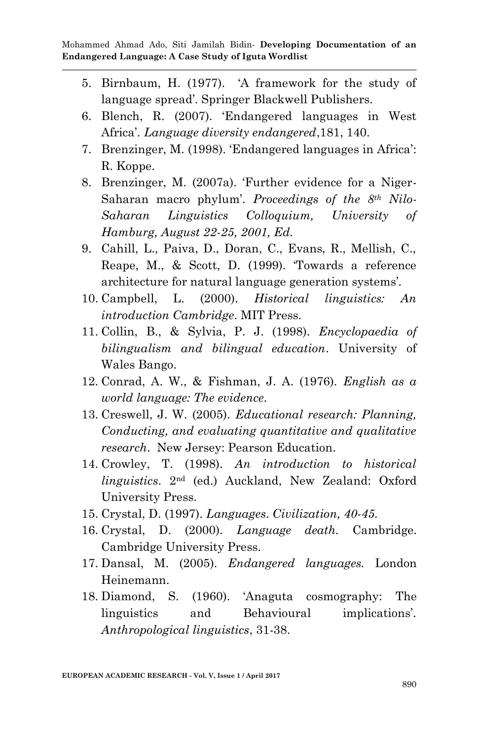5. Birnbaum, H. (1977). 'A framework for the study of language spread'. Springer Blackwell Publishers.
6. Blench, R. (2007). 'Endangered languages in West Africa'. *Language diversity endangered*,181, 140.
7. Brenzinger, M. (1998). 'Endangered languages in Africa': R. Koppe.
8. Brenzinger, M. (2007a). 'Further evidence for a Niger-Saharan macro phylum'. *Proceedings of the 8th Nilo-Saharan Linguistics Colloquium, University of Hamburg, August 22-25, 2001, Ed.*
9. Cahill, L., Paiva, D., Doran, C., Evans, R., Mellish, C., Reape, M., & Scott, D. (1999). 'Towards a reference architecture for natural language generation systems'.
10. Campbell, L. (2000). *Historical linguistics: An introduction Cambridge*. MIT Press.
11. Collin, B., & Sylvia, P. J. (1998). *Encyclopaedia of bilingualism and bilingual education*. University of Wales Bango.
12. Conrad, A. W., & Fishman, J. A. (1976). *English as a world language: The evidence*.
13. Creswell, J. W. (2005). *Educational research: Planning, Conducting, and evaluating quantitative and qualitative research*. New Jersey: Pearson Education.
14. Crowley, T. (1998). *An introduction to historical linguistics*. 2nd (ed.) Auckland, New Zealand: Oxford University Press.
15. Crystal, D. (1997). *Languages. Civilization, 40-45.*
16. Crystal, D. (2000). *Language death.* Cambridge. Cambridge University Press.
17. Dansal, M. (2005). *Endangered languages.* London Heinemann.
18. Diamond, S. (1960). 'Anaguta cosmography: The linguistics and Behavioural implications'. *Anthropological linguistics*, 31-38.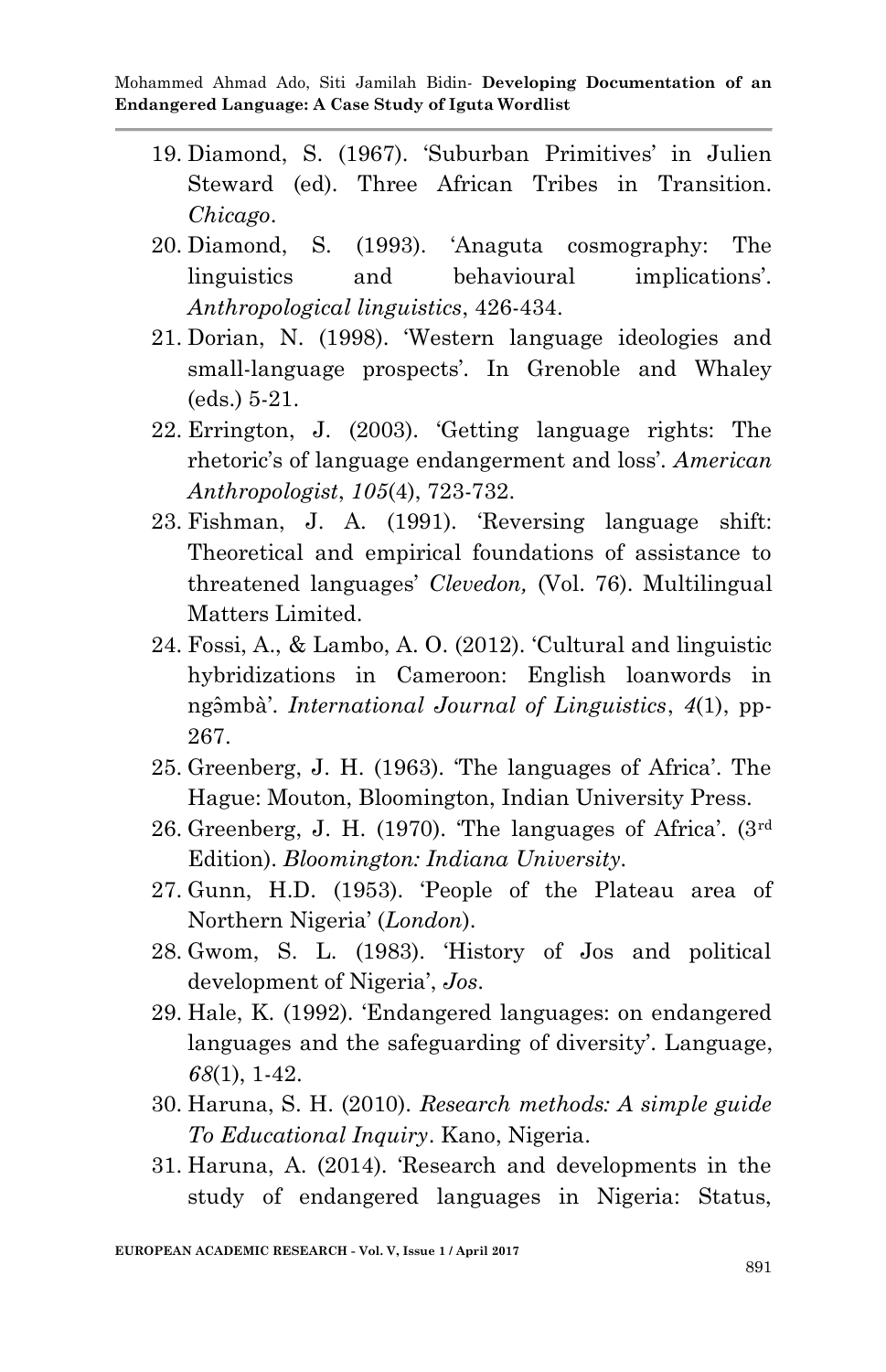19. Diamond, S. (1967). 'Suburban Primitives' in Julien Steward (ed). Three African Tribes in Transition. *Chicago*.
20. Diamond, S. (1993). 'Anaguta cosmography: The linguistics and behavioural implications'. *Anthropological linguistics*, 426-434.
21. Dorian, N. (1998). 'Western language ideologies and small-language prospects'. In Grenoble and Whaley (eds.) 5-21.
22. Errington, J. (2003). 'Getting language rights: The rhetoric's of language endangerment and loss'. *American Anthropologist*, *105*(4), 723-732.
23. Fishman, J. A. (1991). 'Reversing language shift: Theoretical and empirical foundations of assistance to threatened languages' *Clevedon,* (Vol. 76). Multilingual Matters Limited.
24. Fossi, A., & Lambo, A. O. (2012). 'Cultural and linguistic hybridizations in Cameroon: English loanwords in ngə̂mbà'. *International Journal of Linguistics*, *4*(1), pp-267.
25. Greenberg, J. H. (1963). 'The languages of Africa'. The Hague: Mouton, Bloomington, Indian University Press.
26. Greenberg, J. H. (1970). 'The languages of Africa'. (3rd Edition). *Bloomington: Indiana University*.
27. Gunn, H.D. (1953). 'People of the Plateau area of Northern Nigeria' (*London*).
28. Gwom, S. L. (1983). 'History of Jos and political development of Nigeria', *Jos*.
29. Hale, K. (1992). 'Endangered languages: on endangered languages and the safeguarding of diversity'. Language, *68*(1), 1-42.
30. Haruna, S. H. (2010). *Research methods: A simple guide To Educational Inquiry*. Kano, Nigeria.
31. Haruna, A. (2014). 'Research and developments in the study of endangered languages in Nigeria: Status,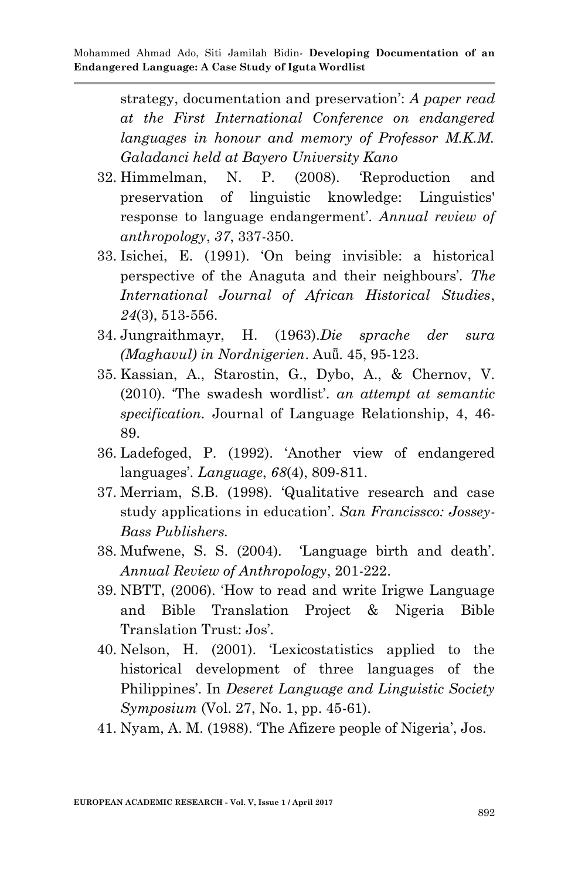strategy, documentation and preservation': *A paper read at the First International Conference on endangered languages in honour and memory of Professor M.K.M. Galadanci held at Bayero University Kano*

32. Himmelman, N. P. (2008). 'Reproduction and preservation of linguistic knowledge: Linguistics' response to language endangerment'. *Annual review of anthropology*, *37*, 337-350.
33. Isichei, E. (1991). 'On being invisible: a historical perspective of the Anaguta and their neighbours'. *The International Journal of African Historical Studies*, *24*(3), 513-556.
34. Jungraithmayr, H. (1963).*Die sprache der sura (Maghavul) in Nordnigerien*. Auū. 45, 95-123.
35. Kassian, A., Starostin, G., Dybo, A., & Chernov, V. (2010). 'The swadesh wordlist'. *an attempt at semantic specification*. Journal of Language Relationship, 4, 46-89.
36. Ladefoged, P. (1992). 'Another view of endangered languages'. *Language*, *68*(4), 809-811.
37. Merriam, S.B. (1998). 'Qualitative research and case study applications in education'. *San Francissco: Jossey-Bass Publishers.*
38. Mufwene, S. S. (2004). 'Language birth and death'. *Annual Review of Anthropology*, 201-222.
39. NBTT, (2006). 'How to read and write Irigwe Language and Bible Translation Project & Nigeria Bible Translation Trust: Jos'.
40. Nelson, H. (2001). 'Lexicostatistics applied to the historical development of three languages of the Philippines'. In *Deseret Language and Linguistic Society Symposium* (Vol. 27, No. 1, pp. 45-61).
41. Nyam, A. M. (1988). 'The Afizere people of Nigeria', Jos.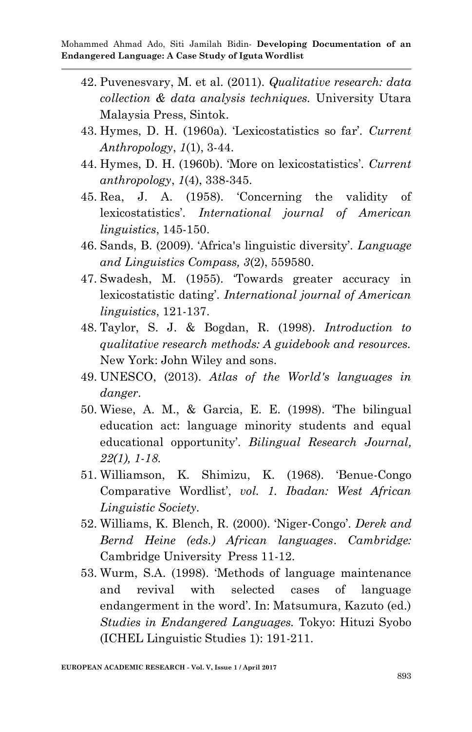42. Puvenesvary, M. et al. (2011). *Qualitative research: data collection & data analysis techniques.* University Utara Malaysia Press, Sintok.
43. Hymes, D. H. (1960a). 'Lexicostatistics so far'. *Current Anthropology*, *1*(1), 3-44.
44. Hymes, D. H. (1960b). 'More on lexicostatistics'. *Current anthropology*, *1*(4), 338-345.
45. Rea, J. A. (1958). 'Concerning the validity of lexicostatistics'. *International journal of American linguistics*, 145-150.
46. Sands, B. (2009). 'Africa's linguistic diversity'. *Language and Linguistics Compass, 3*(2), 559580.
47. Swadesh, M. (1955). 'Towards greater accuracy in lexicostatistic dating'. *International journal of American linguistics*, 121-137.
48. Taylor, S. J. & Bogdan, R. (1998). *Introduction to qualitative research methods: A guidebook and resources.* New York: John Wiley and sons.
49. UNESCO, (2013). *Atlas of the World's languages in danger*.
50. Wiese, A. M., & Garcia, E. E. (1998). 'The bilingual education act: language minority students and equal educational opportunity'. *Bilingual Research Journal, 22(1), 1-18.*
51. Williamson, K. Shimizu, K. (1968). 'Benue-Congo Comparative Wordlist', *vol. 1. Ibadan: West African Linguistic Society*.
52. Williams, K. Blench, R. (2000). 'Niger-Congo'. *Derek and Bernd Heine (eds.) African languages*. *Cambridge:* Cambridge University Press 11-12.
53. Wurm, S.A. (1998). 'Methods of language maintenance and revival with selected cases of language endangerment in the word'. In: Matsumura, Kazuto (ed.) *Studies in Endangered Languages.* Tokyo: Hituzi Syobo (ICHEL Linguistic Studies 1): 191-211.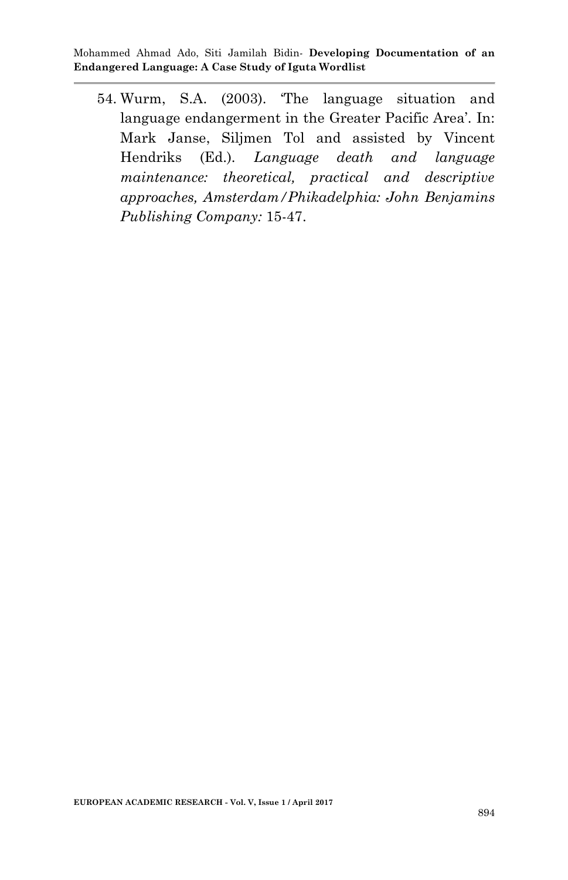54. Wurm, S.A. (2003). 'The language situation and language endangerment in the Greater Pacific Area'. In: Mark Janse, Siljmen Tol and assisted by Vincent Hendriks (Ed.). *Language death and language maintenance: theoretical, practical and descriptive approaches, Amsterdam/Phikadelphia: John Benjamins Publishing Company:* 15-47.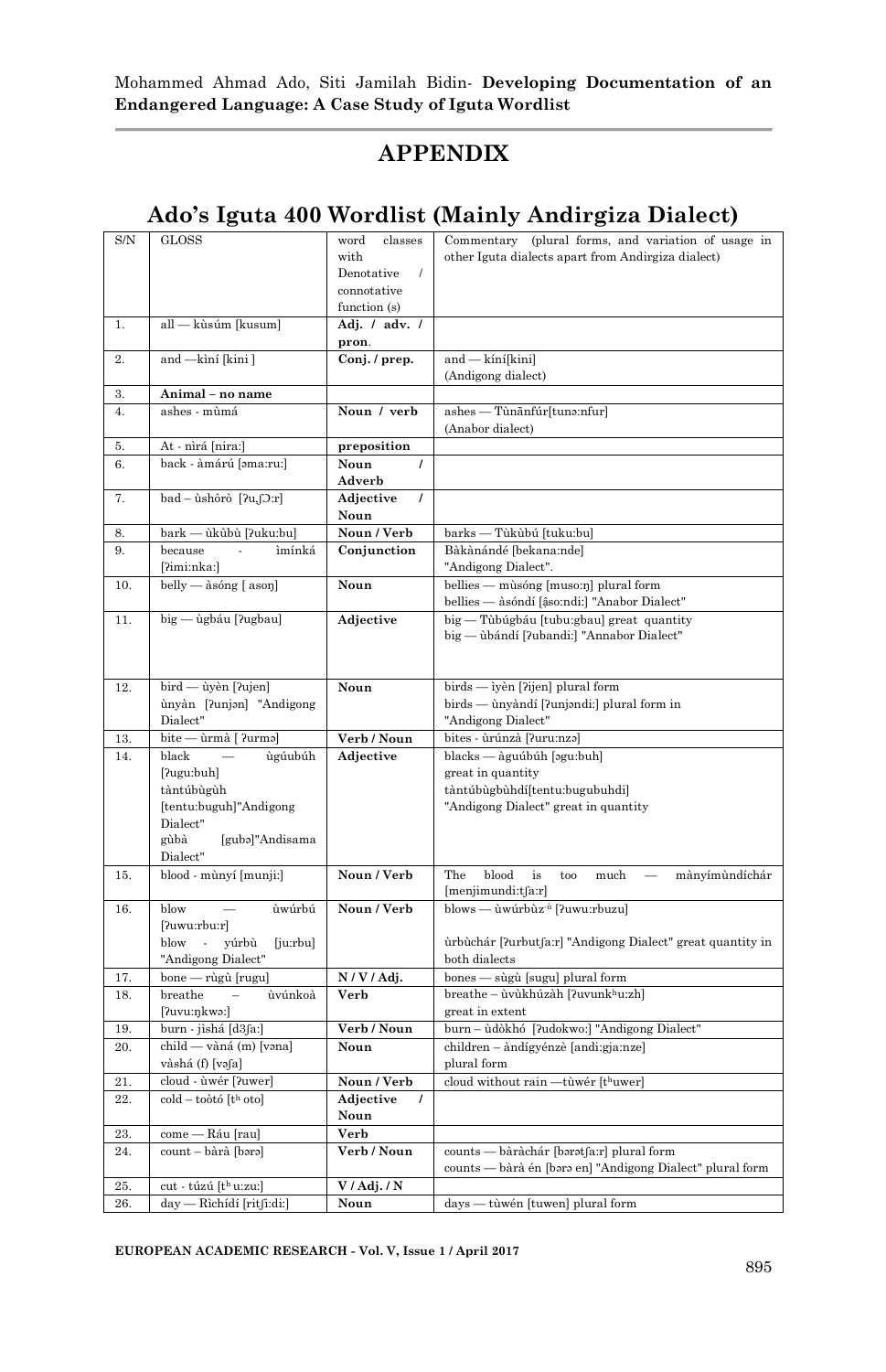# APPENDIX

## Ado's Iguta 400 Wordlist (Mainly Andirgiza Dialect)

| S/N | GLOSS | word classes with Denotative / connotative function (s) | Commentary (plural forms, and variation of usage in other Iguta dialects apart from Andirgiza dialect) |
|---|---|---|---|
| 1. | all — kùsúm [kusum] | **Adj. / adv. / pron.** | |
| 2. | and —kìní [kini ] | **Conj. / prep.** | and — kíní[kini] (Andigong dialect) |
| 3. | **Animal – no name** | | |
| 4. | ashes - mùmá | **Noun / verb** | ashes — Tùnãnfúr[tunə:nfur] (Anabor dialect) |
| 5. | At - nìrá [nira:] | **preposition** | |
| 6. | back - àmárú [əma:ru:] | **Noun / Adverb** | |
| 7. | bad – ùshôrò [ʔuʃɔ:r] | **Adjective / Noun** | |
| 8. | bark — ùkûbù [ʔuku:bu] | **Noun / Verb** | barks — Tùkùbú [tuku:bu] |
| 9. | because - ìmínká [ʔimi:nka:] | **Conjunction** | Bàkànándé [bekana:nde] "Andigong Dialect". |
| 10. | belly — àsóng [ asoŋ] | **Noun** | bellies — mùsóng [muso:ŋ] plural form<br>bellies — àsóndí [âso:ndi:] "Anabor Dialect" |
| 11. | big — ùgbáu [ʔugbau] | **Adjective** | big — Tùbúgbáu [tubu:gbau] great quantity<br>big — ùbándí [ʔubandi:] "Annabor Dialect" |
| 12. | bird — ùyèn [ʔujen]<br>ùnyàn [ʔunjən] "Andigong Dialect" | **Noun** | birds — ìyèn [ʔijen] plural form<br>birds — ùnyàndí [ʔunjəndi:] plural form in "Andigong Dialect" |
| 13. | bite — ùrmà [ ʔurmə] | **Verb / Noun** | bites - ùrúnzà [ʔuru:nzə] |
| 14. | black — ùgúubúh [ʔugu:buh]<br>tàntúbùgùh [tentu:buguh]"Andigong Dialect"<br>gùbà [gubə]"Andisama Dialect" | **Adjective** | blacks — àguúbúh [əgu:buh]<br>great in quantity<br>tàntúbùgbùhdí[tentu:bugubuhdi]<br>"Andigong Dialect" great in quantity |
| 15. | blood - mùnyí [munji:] | **Noun / Verb** | The blood is too much — mànyímùndíchár [menjimundi:tʃa:r] |
| 16. | blow — ùwúrbú [ʔuwu:rbu:r]<br>blow - yúrbù [ju:rbu] "Andigong Dialect" | **Noun / Verb** | blows — ùwúrbùzᵘ [ʔuwu:rbuzu]<br><br>ùrbùchár [ʔurbutʃa:r] "Andigong Dialect" great quantity in both dialects |
| 17. | bone — rùgù [rugu] | **N / V / Adj.** | bones — sùgù [sugu] plural form |
| 18. | breathe – ùvúnkoà [ʔuvu:ŋkwə:] | **Verb** | breathe – ùvùkhúzàh [ʔuvunkʰu:zh]<br>great in extent |
| 19. | burn - jìshá [dʒʃa:] | **Verb / Noun** | burn – ùdòkhó [ʔudokwo:] "Andigong Dialect" |
| 20. | child — vàná (m) [vəna]<br>vàshá (f) [vəʃa] | **Noun** | children – àndígyénzè [andi:gja:nze]<br>plural form |
| 21. | cloud - ùwér [ʔuwer] | **Noun / Verb** | cloud without rain —tùwér [tʰuwer] |
| 22. | cold – toòtó [tʰ oto] | **Adjective / Noun** | |
| 23. | come — Ráu [rau] | **Verb** | |
| 24. | count – bàrà [bərə] | **Verb / Noun** | counts — bàràchár [bərətʃa:r] plural form<br>counts — bàrà én [bərə en] "Andigong Dialect" plural form |
| 25. | cut - túzú [tʰ u:zu:] | **V / Adj. / N** | |
| 26. | day — Rìchídí [ritʃi:di:] | **Noun** | days — tùwén [tuwen] plural form |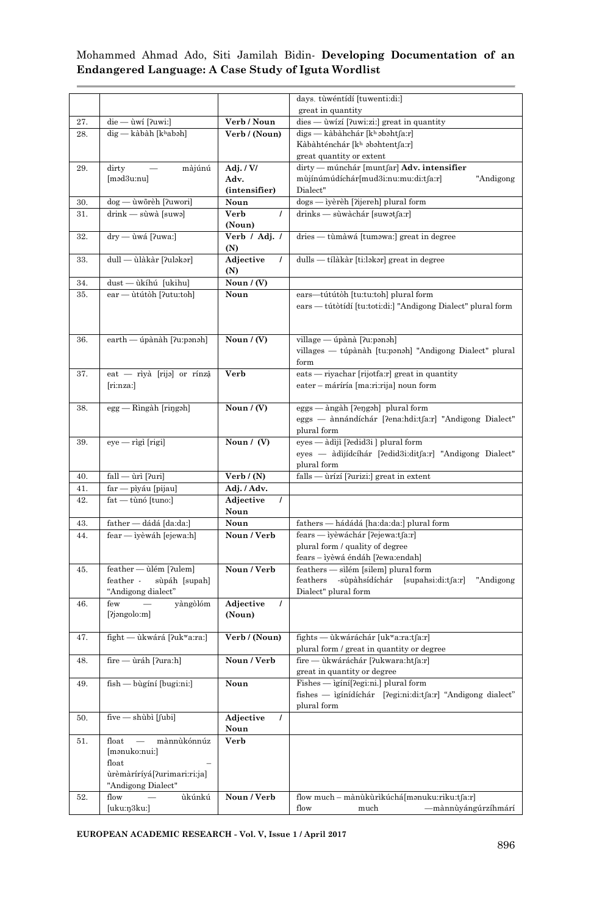| | | | days. tùwéntídí [tuwenti:di:] great in quantity |
|---|---|---|---|
| 27. | die — ùwí [ʔuwi:] | **Verb / Noun** | dies — ùwízí [ʔuwi:zi:] great in quantity |
| 28. | dig — kàbàh [kʰabəh] | **Verb / (Noun)** | digs — kàbàhchár [kʰ əbəhtʃa:r] Kàbàhténchár [kʰ əbəhtentʃa:r] great quantity or extent |
| 29. | dirty — màjúnú [mədʒu:nu] | **Adj. / V/ Adv. (intensifier)** | dirty — múnchár [muntʃar] **Adv. intensifier** mùjínúmúdíchár[mudʒi:nu:mu:di:tʃa:r] "Andigong Dialect" |
| 30. | dog — ùwōrèh [ʔuwori] | **Noun** | dogs — ìyèrèh [ʔijereh] plural form |
| 31. | drink — sùwà [suwə] | **Verb / (Noun)** | drinks — sùwàchár [suwətʃa:r] |
| 32. | dry — ùwá [ʔuwa:] | **Verb / Adj. / (N)** | dries — tùmàwá [tuməwa:] great in degree |
| 33. | dull — ùlàkàr [ʔuləkər] | **Adjective / (N)** | dulls — tílàkàr [ti:ləkər] great in degree |
| 34. | dust — ùkíhú [ukihu] | **Noun / (V)** | |
| 35. | ear — ùtútòh [ʔutu:toh] | **Noun** | ears—tútútòh [tu:tu:toh] plural form ears — tútòtídí [tu:toti:di:] "Andigong Dialect" plural form |
| 36. | earth — úpànàh [ʔu:pənəh] | **Noun / (V)** | village — úpànà [ʔu:pənəh] villages — túpànàh [tu:pənəh] "Andigong Dialect" plural form |
| 37. | eat — rìyà [rijə] or rínzạ̀ [ri:nza:] | **Verb** | eats — riyachar [rijotfa:r] great in quantity eater – máríría [ma:ri:rija] noun form |
| 38. | egg — Rìngàh [riŋgəh] | **Noun / (V)** | eggs — àngàh [ʔeŋgəh] plural form eggs — ànnándíchár [ʔena:hdi:tʃa:r] "Andigong Dialect" plural form |
| 39. | eye — rìgì [rigi] | **Noun / (V)** | eyes — àdìjì [ʔedidʒi ] plural form eyes — àdìjídcíhár [ʔedidʒi:ditʃa:r] "Andigong Dialect" plural form |
| 40. | fall — ùrì [ʔuri] | **Verb / (N)** | falls — ùrízí [ʔurizi:] great in extent |
| 41. | far — pìyáu [pijau] | **Adj. / Adv.** | |
| 42. | fat — tùnó [tuno:] | **Adjective / Noun** | |
| 43. | father — dádá [da:da:] | **Noun** | fathers — hádádá [ha:da:da:] plural form |
| 44. | fear — ìyèwáh [ejewa:h] | **Noun / Verb** | fears — ìyèwáchár [ʔejewa:tʃa:r] plural form / quality of degree fears – ìyèwá éndáh [ʔewa:endah] |
| 45. | feather — ùlém [ʔulem] feather - sùpáh [supah] "Andigong dialect" | **Noun / Verb** | feathers — silém [silem] plural form feathers -sùpàhsídíchár [supahsi:di:tʃa:r] "Andigong Dialect" plural form |
| 46. | few — yàngòlóm [ʔjəngolo:m] | **Adjective / (Noun)** | |
| 47. | fight — ùkwárá [ʔukʷa:ra:] | **Verb / (Noun)** | fights — ùkwáráchár [ukʷa:ra:tʃa:r] plural form / great in quantity or degree |
| 48. | fire — ùráh [ʔura:h] | **Noun / Verb** | fire — ùkwáráchár [ʔukwara:htʃa:r] great in quantity or degree |
| 49. | fish — bùgíní [bugi:ni:] | **Noun** | Fishes — ìgíní[ʔegi:ni.] plural form fishes — ìgínídíchár [ʔegi:ni:di:tʃa:r] "Andigong dialect" plural form |
| 50. | five — shùbì [ʃubi] | **Adjective / Noun** | |
| 51. | float — mànnùkónnúz [mənuko:nui:] float – ùrèmàríríyá[ʔurimari:ri:ja] "Andigong Dialect" | **Verb** | |
| 52. | flow — ùkúnkú [uku:ŋʒku:] | **Noun / Verb** | flow much – mànùkùrìkúchá[mənuku:riku:tʃa:r] flow much —mànnùyángúrzíhmárí |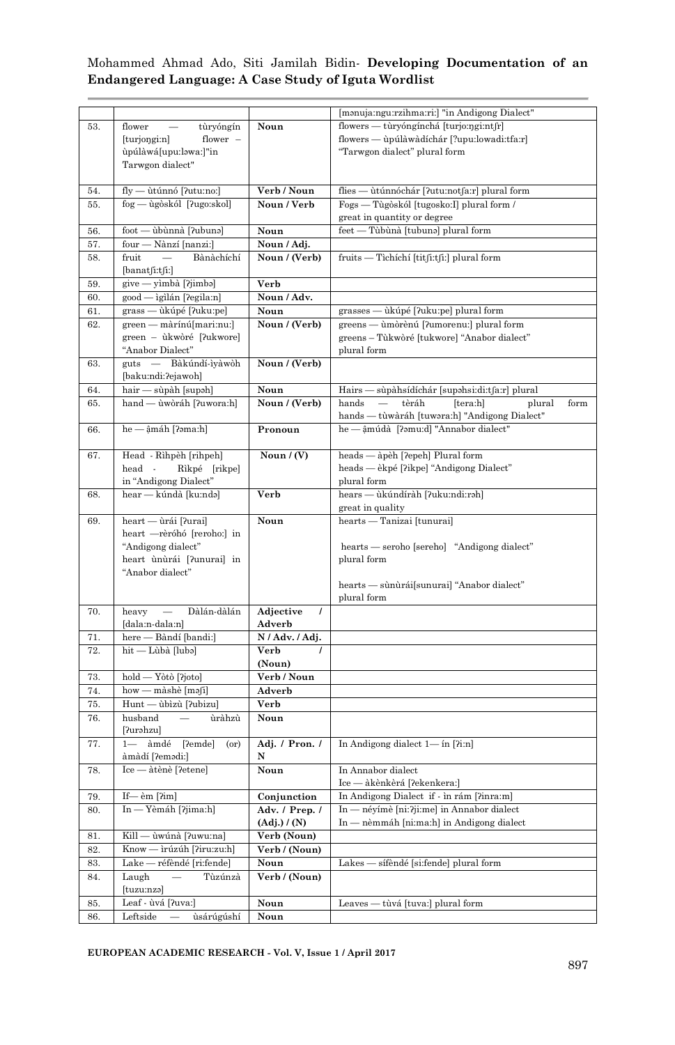| | | | [mənuja:ngu:rzihma:ri:] "in Andigong Dialect" |
|---|---|---|---|
| 53. | flower — tùryóngín [turjoŋgi:n] flower – ùpúlàwá[upu:ləwa:]"in Tarwgon dialect" | Noun | flowers — tùryóngínchá [turjo:ŋgi:ntʃr] flowers — ùpúlàwàdíchár [ʔupu:lowadi:tʃa:r] "Tarwgon dialect" plural form |
| 54. | fly — ùtúnnó [ʔutu:no:] | Verb / Noun | flies — ùtúnnóchár [ʔutu:notʃa:r] plural form |
| 55. | fog — ùgòskól [ʔugo:skol] | Noun / Verb | Fogs — Tùgòskól [tugosko:I] plural form / great in quantity or degree |
| 56. | foot — ùbùnnà [ʔubunə] | Noun | feet — Tùbùnà [tubunə] plural form |
| 57. | four — Nànzí [nanzi:] | Noun / Adj. | |
| 58. | fruit — Bànàchíchí [banatʃi:tʃi:] | Noun / (Verb) | fruits — Tìchíchí [titʃi:tʃi:] plural form |
| 59. | give — yìmbà [ʔjimbə] | Verb | |
| 60. | good — ìgìlán [ʔegila:n] | Noun / Adv. | |
| 61. | grass — ùkúpé [ʔuku:pe] | Noun | grasses — ùkúpé [ʔuku:pe] plural form |
| 62. | green — màrínú[mari:nu:] green – ùkwòré [ʔukwore] "Anabor Dialect" | Noun / (Verb) | greens — ùmòrènú [ʔumorenu:] plural form greens – Tùkwòré [tukwore] "Anabor dialect" plural form |
| 63. | guts — Bàkúndí-iyàwòh [baku:ndi:ʔejawoh] | Noun / (Verb) | |
| 64. | hair — sùpàh [supəh] | Noun | Hairs — sùpàhsídíchár [supəhsi:di:tʃa:r] plural |
| 65. | hand — ùwòráh [ʔuwora:h] | Noun / (Verb) | hands — tèráh [tera:h] plural form hands — tùwàráh [tuwəra:h] "Andigong Dialect" |
| 66. | he — ạ̀máh [ʔəma:h] | Pronoun | he — ạ̀múdà [ʔəmu:d] "Annabor dialect" |
| 67. | Head - Rìhpèh [rihpeh] head - Rìkpé [rikpe] in "Andigong Dialect" | Noun / (V) | heads — àpèh [ʔepeh] Plural form heads — èkpé [ʔikpe] "Andigong Dialect" plural form |
| 68. | hear — kúndà [ku:ndə] | Verb | hears — ùkúndíràh [ʔuku:ndi:rəh] great in quality |
| 69. | heart — ùrái [ʔurai] heart —rèróhó [reroho:] in "Andigong dialect" heart ùnùrái [ʔunurai] in "Anabor dialect" | Noun | hearts — Tanizai [tunurai] hearts — seroho [sereho] "Andigong dialect" plural form hearts — sùnùrái[sunurai] "Anabor dialect" plural form |
| 70. | heavy — Dàlán-dàlán [dala:n-dala:n] | Adjective / Adverb | |
| 71. | here — Bàndí [bandi:] | N / Adv. / Adj. | |
| 72. | hit — Lùbà [lubə] | Verb / (Noun) | |
| 73. | hold — Yòtò [ʔjoto] | Verb / Noun | |
| 74. | how — màshè [məʃi] | Adverb | |
| 75. | Hunt — ùbìzù [ʔubizu] | Verb | |
| 76. | husband — ùràhzù [ʔurəhzu] | Noun | |
| 77. | 1— àmdé [ʔemde] (or) àmàdí [ʔemədi:] | Adj. / Pron. / N | In Andigong dialect 1— ín [ʔi:n] |
| 78. | Ice — àtènè [ʔetene] | Noun | In Annabor dialect Ice — àkènkèrá [ʔekenkera:] |
| 79. | If— èm [ʔim] | Conjunction | In Andigong Dialect if - ìn rám [ʔinra:m] |
| 80. | In — Yèmáh [ʔjima:h] | Adv. / Prep. / (Adj.) / (N) | In — néyímè [ni:ʔji:me] in Annabor dialect In — nèmmáh [ni:ma:h] in Andigong dialect |
| 81. | Kill — ùwúnà [ʔuwu:na] | Verb (Noun) | |
| 82. | Know — ìrúzúh [ʔiru:zu:h] | Verb / (Noun) | |
| 83. | Lake — réfèndé [ri:fende] | Noun | Lakes — sífèndé [si:fende] plural form |
| 84. | Laugh — Tùzúnzà [tuzu:nzə] | Verb / (Noun) | |
| 85. | Leaf - ùvá [ʔuva:] | Noun | Leaves — tùvá [tuva:] plural form |
| 86. | Leftside — ùsárúgúshí | Noun | |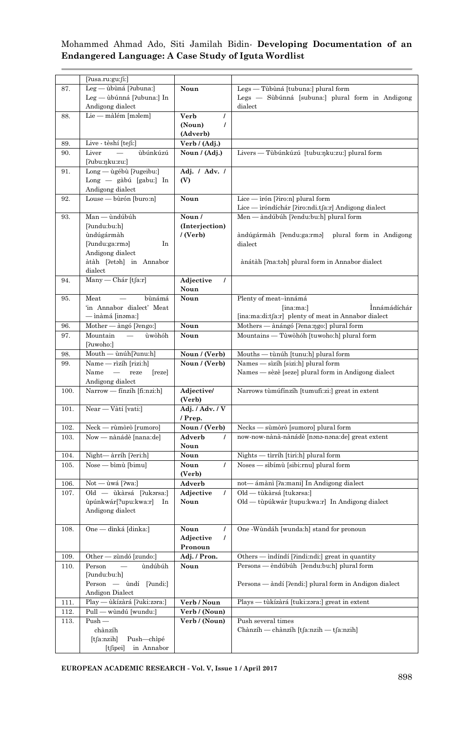| | | | |
|---|---|---|---|
| | [ʔusa.ru:gu:ʃi:] | | |
| 87. | Leg — ùbùná [ʔubuna:]<br>Leg — ùbúnná [ʔubuna:] In Andigong dialect | Noun | Legs — Tùbùná [tubuna:] plural form<br>Legs — Sùbúnná [subuna:] plural form in Andigong dialect |
| 88. | Lie — màlém [məlem] | Verb / (Noun) / (Adverb) | |
| 89. | Live - tèshí [teʃi:] | Verb / (Adj.) | |
| 90. | Liver — ùbúnkúzú [ʔubu:ŋku:zu:] | Noun / (Adj.) | Livers — Tùbúnkúzú [tubu:ŋku:zu:] plural form |
| 91. | Long — ùgébù [ʔugeibu:]<br>Long — gàbú [gabu:] In Andigong dialect | Adj. / Adv. / (V) | |
| 92. | Louse — bùrón [buro:n] | Noun | Lice — ìrón [ʔiro:n] plural form<br>Lice — ìróndíchár [ʔiro:ndi.tʃa:r] Andigong dialect |
| 93. | Man — ùndúbúh [ʔundu:bu:h]<br>ùndúgármàh [ʔundu:ga:rmə] In Andigong dialect<br>àtàh [ʔetəh] in Annabor dialect | Noun / (Interjection) / (Verb) | Men — àndúbúh [ʔendu:bu:h] plural form<br><br>àndúgármàh [ʔendu:ga:rmə] plural form in Andigong dialect<br><br>ànátàh [ʔna:təh] plural form in Annabor dialect |
| 94. | Many — Chár [tʃa:r] | Adjective / Noun | |
| 95. | Meat — bùnámá 'in Annabor dialect' Meat — ìnàmá [inəma:] | Noun | Plenty of meat–ìnnámá [ina:ma:] Ìnnámádíchár [ina:ma:di:tʃa:r] plenty of meat in Annabor dialect |
| 96. | Mother — àngó [ʔengo:] | Noun | Mothers — ànángó [ʔena:ŋgo:] plural form |
| 97. | Mountain — ùwòhóh [ʔuwoho:] | Noun | Mountains — Tùwòhóh [tuwoho:h] plural form |
| 98. | Mouth — ùnúh[ʔunu:h] | Noun / (Verb) | Mouths — tùnúh [tunu:h] plural form |
| 99. | Name — rìzíh [rizi:h]<br>Name — reze [reze] Andigong dialect | Noun / (Verb) | Names — sìzíh [sizi:h] plural form<br>Names — sèzè [seze] plural form in Andigong dialect |
| 100. | Narrow — fínzíh [fi:nzi:h] | Adjective/ (Verb) | Narrows tùmúfínzíh [tumufi:zi:] great in extent |
| 101. | Near — Vàtí [vati:] | Adj. / Adv. / V / Prep. | |
| 102. | Neck — rùmòrò [rumoro] | Noun / (Verb) | Necks — sùmòrò [sumoro] plural form |
| 103. | Now — nànádè [nana:de] | Adverb / Noun | now-now-nànà-nànádè [nənə-nəna:de] great extent |
| 104. | Night— àrríh [ʔeri:h] | Noun | Nights — tìrríh [tiri:h] plural form |
| 105. | Nose — bìmù [bimu] | Noun / (Verb) | Noses — sìbímù [sibi:rnu] plural form |
| 106. | Not — ùwá [ʔwa:] | Adverb | not— ámànì [ʔa:mani] In Andigong dialect |
| 107. | Old — ùkàrsá [ʔukərsa:] ùpúnkwár[ʔupu:kwa:r] In Andigong dialect | Adjective / Noun | Old — tùkàrsá [tukərsa:]<br>Old — tùpúkwár [tupu:kwa:r] In Andigong dialect |
| 108. | One — dìnká [dinka:] | Noun / Adjective / Pronoun | One -Wùndáh [wunda:h] stand for pronoun |
| 109. | Other — zùndó [zundo:] | Adj. / Pron. | Others — ìndíndí [ʔindi:ndi:] great in quantity |
| 110. | Person — ùndúbúh [ʔundu:bu:h]<br>Person — ùndí [ʔundi:] Andigon Dialect | Noun | Persons — èndúbúh [ʔendu:bu:h] plural form<br><br>Persons — àndí [ʔendi:] plural form in Andigon dialect |
| 111. | Play — ùkízàrá [ʔuki:zəra:] | Verb / Noun | Plays — tùkízàrá [tuki:zəra:] great in extent |
| 112. | Pull — wùndú [wundu:] | Verb / (Noun) | |
| 113. | Push — chànzíh [tʃa:nzih] Push—chìpé [tʃipei] in Annabor | Verb / (Noun) | Push several times<br>Chànzíh — chànzíh [tʃa:nzih — tʃa:nzih] |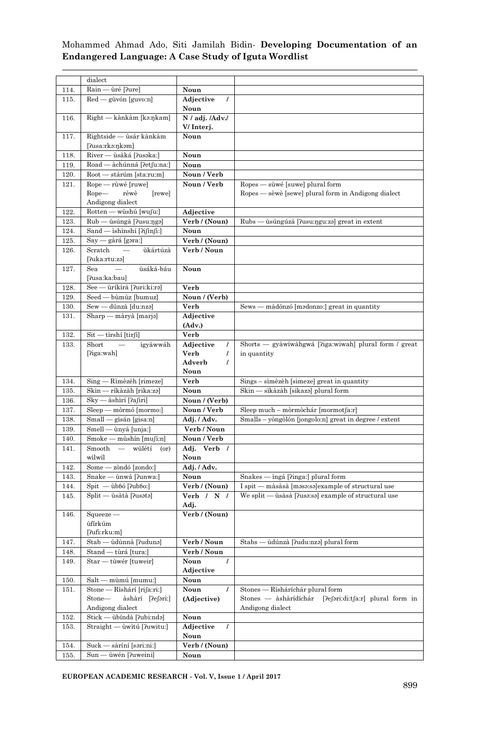| | dialect | | |
|---|---|---|---|
| 114. | Rain — ùré [ʔure] | Noun | |
| 115. | Red — gùvón [guvo:n] | Adjective / Noun | |
| 116. | Right — kànkàm [kɔ:ŋkam] | N / adj. /Adv./ V/ Interj. | |
| 117. | Rightside — ùsár kànkàm [ʔusa:rkɔ:ŋkəm] | Noun | |
| 118. | River — ùsàká [ʔusəka:] | Noun | |
| 119. | Road — àchúnná [ʔetʃu:na:] | Noun | |
| 120. | Root — stárúm [sta:ru:m] | Noun / Verb | |
| 121. | Rope — rùwé [ruwe]<br>Rope— rèwè [rewe] Andigong dialect | Noun / Verb | Ropes — sùwé [suwe] plural form<br>Ropes — sèwè [sewe] plural form in Andigong dialect |
| 122. | Rotten — wùshú [wuʃu:] | Adjective | |
| 123. | Rub — ùsúngà [ʔusu:ŋgə] | Verb / (Noun) | Rubs — ùsúngúzà [ʔusu:ŋgu:zə] great in extent |
| 124. | Sand — ìshìnshí [ʔiʃinʃi:] | Noun | |
| 125. | Say — gàrá [gəra:] | Verb / (Noun) | |
| 126. | Scratch — ùkártúzà [ʔuka:rtu:zə] | Verb / Noun | |
| 127. | Sea — ùsáká-báu [ʔusa:ka:bau] | Noun | |
| 128. | See — ùríkírà [ʔuri:ki:rə] | Verb | |
| 129. | Seed — bùmùz [bumuz] | Noun / (Verb) | |
| 130. | Sew — dúnzà [du:nzə] | Verb | Sews — màdónzó [mədonzo:] great in quantity |
| 131. | Sharp — màryà [marjə] | Adjective (Adv.) | |
| 132. | Sit — tìrshí [tirʃi] | Verb | |
| 133. | Short — ìgyàwwáh [ʔiga:wah] | Adjective / Verb / Adverb / Noun | Shorts — gyàwíwàhgwá [ʔiga:wiwah] plural form / great in quantity |
| 134. | Sing — Rìmèzèh [rimeze] | Verb | Sings – sìmèzèh [simeze] great in quantity |
| 135. | Skin — rìkàzàh [rikazə] | Noun | Skin — sìkàzàh [sikazə] plural form |
| 136. | Sky — àshìrí [ʔaʃiri] | Noun / (Verb) | |
| 137. | Sleep — mòrmó [mormo:] | Noun / Verb | Sleep much – mòrmòchár [mormotʃa:r] |
| 138. | Small — gìsán [gisa:n] | Adj. / Adv. | Smalls – yòngòlón [jongolo:n] great in degree / extent |
| 139. | Smell — ùnyá [unja:] | Verb / Noun | |
| 140. | Smoke — mùshín [muʃi:n] | Noun / Verb | |
| 141. | Smooth — wùlétí (or) wìlwíl | Adj. Verb / Noun | |
| 142. | Some — zòndó [zondo:] | Adj. / Adv. | |
| 143. | Snake — ùnwá [ʔunwa:] | Noun | Snakes — ìngá [ʔinga:] plural form |
| 144. | Spit — ùbɓó [ʔubɓo:] | Verb / (Noun) | I spit — màsàsà [məsə:sə]example of structural use |
| 145. | Split — ùsàtà [ʔusətə] | Verb / N / Adj. | We split — ùsàsà [ʔusə:sə] example of structural use |
| 146. | Squeeze — ùfírkúm [ʔufi:rku:m] | Verb / (Noun) | |
| 147. | Stab — ùdùnnà [ʔudunə] | Verb / Noun | Stabs — ùdúnzà [ʔudu:nzə] plural form |
| 148. | Stand — tùrá [tura:] | Verb / Noun | |
| 149. | Star — tùwér [tuweir] | Noun / Adjective | |
| 150. | Salt — mùmú [mumu:] | Noun | |
| 151. | Stone — Rìshárí [riʃa:ri:]<br>Stone— àshàrí [ʔeʃəri:] Andigong dialect | Noun / (Adjective) | Stones — Rìsháríchár plural form<br>Stones — àshàrídíchár [ʔeʃəri:di:tʃa:r] plural form in Andigong dialect |
| 152. | Stick — ùbíndà [ʔubi:ndə] | Noun | |
| 153. | Straight — ùwìtú [ʔuwitu:] | Adjective / Noun | |
| 154. | Suck — sàríní [səri:ni:] | Verb / (Noun) | |
| 155. | Sun — ùwén [ʔuweini] | Noun | |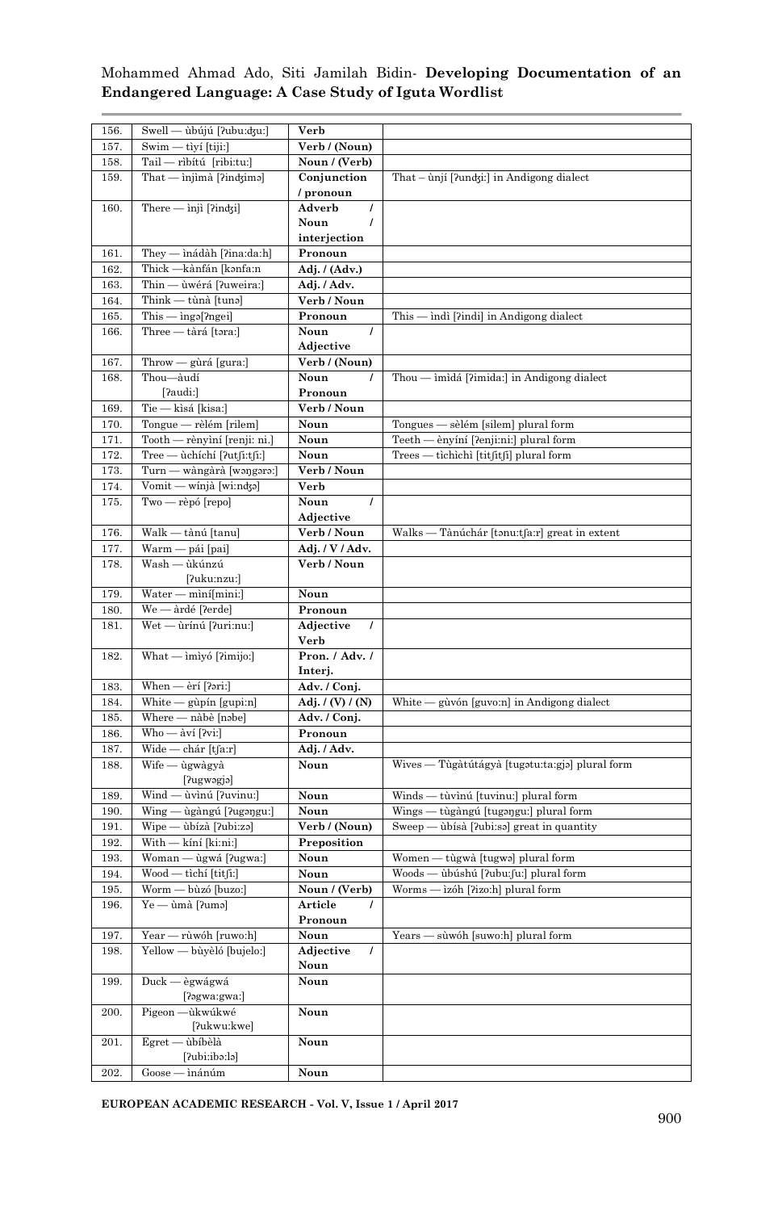| | | | |
|---|---|---|---|
| 156. | Swell — ùbújú [ʔubu:dʒu:] | **Verb** | |
| 157. | Swim — tìyí [tiji:] | **Verb / (Noun)** | |
| 158. | Tail — rìbítú [ribi:tu:] | **Noun / (Verb)** | |
| 159. | That — ìnjìmà [ʔindʒimə] | **Conjunction / pronoun** | That – ùnjí [ʔundʒi:] in Andigong dialect |
| 160. | There — ìnjì [ʔindʒi] | **Adverb / Noun / interjection** | |
| 161. | They — ìnádàh [ʔina:da:h] | **Pronoun** | |
| 162. | Thick —kànfán [kənfa:n | **Adj. / (Adv.)** | |
| 163. | Thin — ùwérá [ʔuweira:] | **Adj. / Adv.** | |
| 164. | Think — tùnà [tunə] | **Verb / Noun** | |
| 165. | This — ìngə[ʔngei] | **Pronoun** | This — ìndì [ʔindi] in Andigong dialect |
| 166. | Three — tàrá [təra:] | **Noun / Adjective** | |
| 167. | Throw — gùrá [gura:] | **Verb / (Noun)** | |
| 168. | Thou—àudí [ʔaudi:] | **Noun / Pronoun** | Thou — ìmìdá [ʔimida:] in Andigong dialect |
| 169. | Tie — kìsá [kisa:] | **Verb / Noun** | |
| 170. | Tongue — rèlém [rilem] | **Noun** | Tongues — sèlém [silem] plural form |
| 171. | Tooth — rènyìní [renji: ni:] | **Noun** | Teeth — ènyíní [ʔenji:ni:] plural form |
| 172. | Tree — ùchíchí [ʔutʃi:tʃi:] | **Noun** | Trees — tìchìchì [titʃitʃi] plural form |
| 173. | Turn — wàngàrà [wəŋgərə:] | **Verb / Noun** | |
| 174. | Vomit — wínjà [wi:ndʒə] | **Verb** | |
| 175. | Two — rèpó [repo] | **Noun / Adjective** | |
| 176. | Walk — tànú [tanu] | **Verb / Noun** | Walks — Tànúchár [tənu:tʃa:r] great in extent |
| 177. | Warm — pái [pai] | **Adj. / V / Adv.** | |
| 178. | Wash — ùkúnzú [ʔuku:nzu:] | **Verb / Noun** | |
| 179. | Water — mìní[mini:] | **Noun** | |
| 180. | We — àrdé [ʔerde] | **Pronoun** | |
| 181. | Wet — ùrínú [ʔuri:nu:] | **Adjective / Verb** | |
| 182. | What — ìmìyó [ʔimijo:] | **Pron. / Adv. / Interj.** | |
| 183. | When — èrí [ʔəri:] | **Adv. / Conj.** | |
| 184. | White — gùpín [gupi:n] | **Adj. / (V) / (N)** | White — gùvón [guvo:n] in Andigong dialect |
| 185. | Where — nàbè [nəbe] | **Adv. / Conj.** | |
| 186. | Who — àví [ʔvi:] | **Pronoun** | |
| 187. | Wide — chár [tʃa:r] | **Adj. / Adv.** | |
| 188. | Wife — ùgwàgyà [ʔugwəgjə] | **Noun** | Wives — Tùgàtútágyà [tugətu:ta:gjə] plural form |
| 189. | Wind — ùvìnú [ʔuvinu:] | **Noun** | Winds — tùvìnú [tuvinu:] plural form |
| 190. | Wing — ùgàngú [ʔugəŋgu:] | **Noun** | Wings — tùgàngú [tugəŋgu:] plural form |
| 191. | Wipe — ùbízà [ʔubi:zə] | **Verb / (Noun)** | Sweep — ùbísà [ʔubi:sə] great in quantity |
| 192. | With — kíní [ki:ni:] | **Preposition** | |
| 193. | Woman — ùgwá [ʔugwa:] | **Noun** | Women — tùgwà [tugwə] plural form |
| 194. | Wood — tìchí [titʃi:] | **Noun** | Woods — ùbúshú [ʔubu:ʃu:] plural form |
| 195. | Worm — bùzó [buzo:] | **Noun / (Verb)** | Worms — ìzóh [ʔizo:h] plural form |
| 196. | Ye — ùmà [ʔumə] | **Article / Pronoun** | |
| 197. | Year — rùwóh [ruwo:h] | **Noun** | Years — sùwóh [suwo:h] plural form |
| 198. | Yellow — bùyèló [bujelo:] | **Adjective / Noun** | |
| 199. | Duck — ègwágwá [ʔəgwa:gwa:] | **Noun** | |
| 200. | Pigeon —ùkwúkwé [ʔukwu:kwe] | **Noun** | |
| 201. | Egret — ùbíbèlà [ʔubi:ibə:lə] | **Noun** | |
| 202. | Goose — ìnánúm | **Noun** | |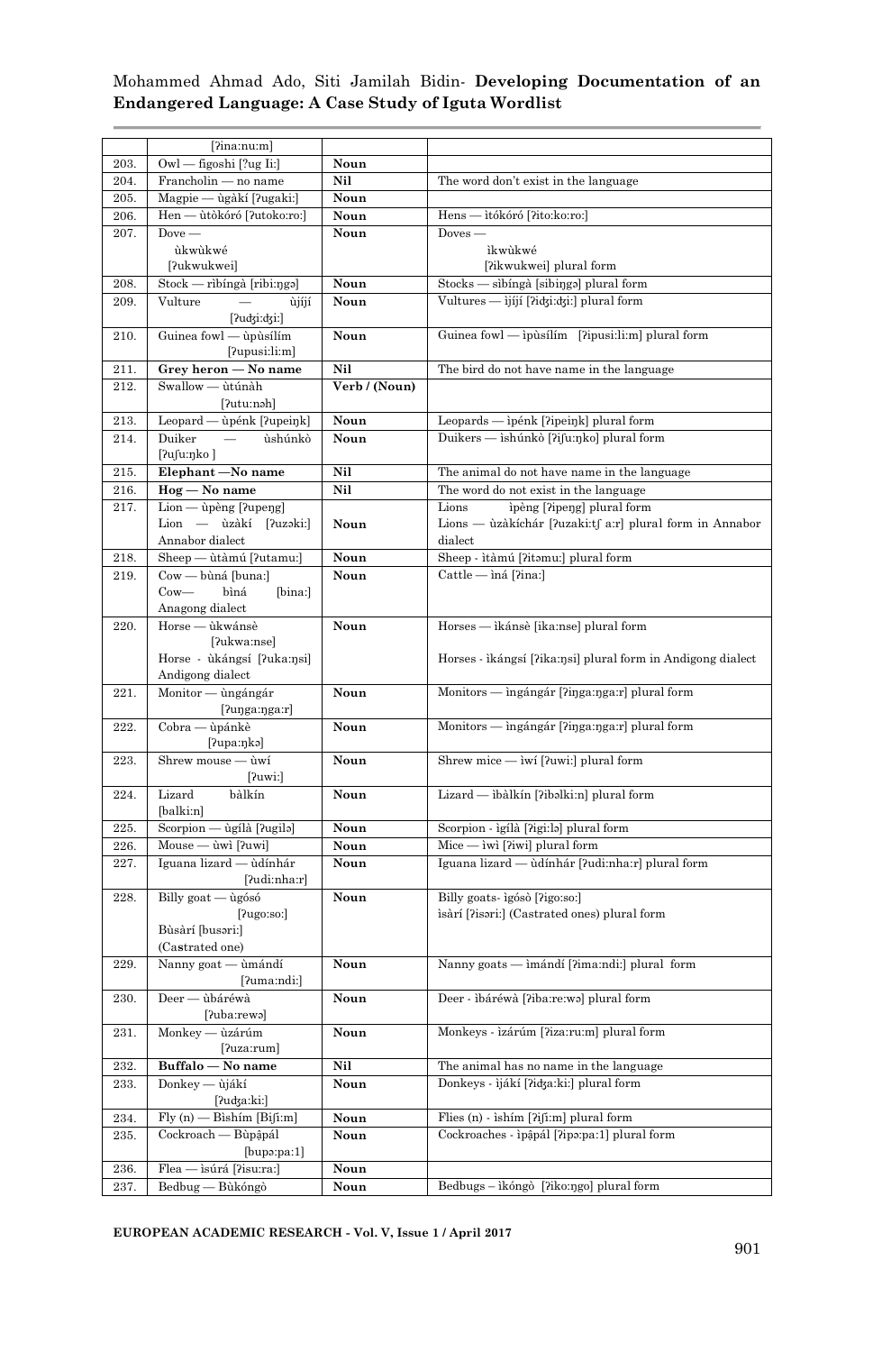|  |  |  |  |
|---|---|---|---|
|  | [ʔina:nu:m] |  |  |
| 203. | Owl — figoshi [ʔug Ii:] | **Noun** |  |
| 204. | Francholin — no name | **Nil** | The word don't exist in the language |
| 205. | Magpie — ùgàkí [ʔugaki:] | **Noun** |  |
| 206. | Hen — ùtòkóró [ʔutoko:ro:] | **Noun** | Hens — ìtókóró [ʔito:ko:ro:] |
| 207. | Dove — ùkwùkwé [ʔukwukwei] | **Noun** | Doves — ìkwùkwé [ʔikwukwei] plural form |
| 208. | Stock — rìbíngà [ribi:ŋgə] | **Noun** | Stocks — sìbíngà [sibiŋgə] plural form |
| 209. | Vulture — ùjíjí [ʔudʒi:dʒi:] | **Noun** | Vultures — ìjíjí [ʔidʒi:dʒi:] plural form |
| 210. | Guinea fowl — ùpùsílím [ʔupusi:li:m] | **Noun** | Guinea fowl — ìpùsílím [ʔipusi:li:m] plural form |
| 211. | **Grey heron — No name** | **Nil** | The bird do not have name in the language |
| 212. | Swallow — ùtúnàh [ʔutu:nəh] | **Verb / (Noun)** |  |
| 213. | Leopard — ùpénk [ʔupeiŋk] | **Noun** | Leopards — ìpénk [ʔipeiŋk] plural form |
| 214. | Duiker — ùshúnkò [ʔuʃu:ŋko ] | **Noun** | Duikers — ìshúnkò [ʔiʃu:ŋko] plural form |
| 215. | **Elephant —No name** | **Nil** | The animal do not have name in the language |
| 216. | **Hog — No name** | **Nil** | The word do not exist in the language |
| 217. | Lion — ùpèng [ʔupeŋg]<br>Lion — ùzàkí [ʔuzəki:] Annabor dialect | **Noun** | Lions ìpèng [ʔipeŋg] plural form<br>Lions — ùzàkíchár [ʔuzaki:tʃ a:r] plural form in Annabor dialect |
| 218. | Sheep — ùtàmú [ʔutamu:] | **Noun** | Sheep - ìtàmú [ʔitəmu:] plural form |
| 219. | Cow — bùná [buna:]<br>Cow— bìná [bina:] Anagong dialect | **Noun** | Cattle — ìná [ʔina:] |
| 220. | Horse — ùkwánsè [ʔukwa:nse]<br>Horse - ùkángsí [ʔuka:ŋsi] Andigong dialect | **Noun** | Horses — ìkánsè [ika:nse] plural form<br><br>Horses - ìkángsí [ʔika:ŋsi] plural form in Andigong dialect |
| 221. | Monitor — ùngángár [ʔuŋga:ŋga:r] | **Noun** | Monitors — ìngángár [ʔiŋga:ŋga:r] plural form |
| 222. | Cobra — ùpánkè [ʔupa:ŋkə] | **Noun** | Monitors — ìngángár [ʔiŋga:ŋga:r] plural form |
| 223. | Shrew mouse — ùwí [ʔuwi:] | **Noun** | Shrew mice — ìwí [ʔuwi:] plural form |
| 224. | Lizard bàlkín [balki:n] | **Noun** | Lizard — ìbàlkín [ʔibəlki:n] plural form |
| 225. | Scorpion — ùgílà [ʔugilə] | **Noun** | Scorpion - ìgílà [ʔigi:lə] plural form |
| 226. | Mouse — ùwì [ʔuwi] | **Noun** | Mice — ìwì [ʔiwi] plural form |
| 227. | Iguana lizard — ùdínhár [ʔudi:nha:r] | **Noun** | Iguana lizard — ùdínhár [ʔudi:nha:r] plural form |
| 228. | Billy goat — ùgósó [ʔugo:so:]<br>Bùsàrí [busəri:] (Castrated one) | **Noun** | Billy goats- ìgósò [ʔigo:so:]<br>ìsàrí [ʔisəri:] (Castrated ones) plural form |
| 229. | Nanny goat — ùmándí [ʔuma:ndi:] | **Noun** | Nanny goats — ìmándí [ʔima:ndi:] plural form |
| 230. | Deer — ùbáréwà [ʔuba:rewə] | **Noun** | Deer - ìbáréwà [ʔiba:re:wə] plural form |
| 231. | Monkey — ùzárúm [ʔuza:rum] | **Noun** | Monkeys - ìzárúm [ʔiza:ru:m] plural form |
| 232. | **Buffalo — No name** | **Nil** | The animal has no name in the language |
| 233. | Donkey — ùjákí [ʔudʒa:ki:] | **Noun** | Donkeys - ìjákí [ʔidʒa:ki:] plural form |
| 234. | Fly (n) — Bìshím [Biʃi:m] | **Noun** | Flies (n) - ìshím [ʔiʃi:m] plural form |
| 235. | Cockroach — Bùpậpál [bupɔ:pa:1] | **Noun** | Cockroaches - ìpậpál [ʔipɔ:pa:1] plural form |
| 236. | Flea — ìsúrá [ʔisu:ra:] | **Noun** |  |
| 237. | Bedbug — Bùkóngò | **Noun** | Bedbugs – ìkóngò [ʔiko:ŋgo] plural form |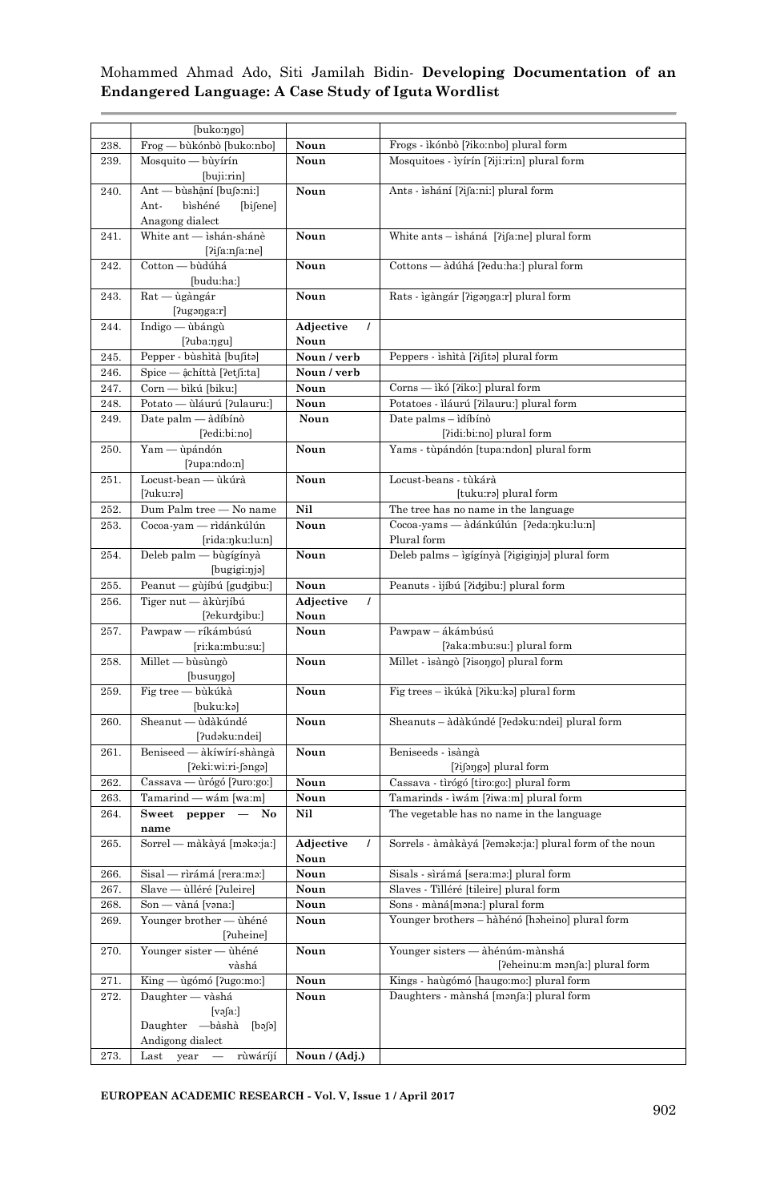| | | | |
|---|---|---|---|
| | [buko:ŋgo] | | |
| 238. | Frog — bùkónbò [buko:nbo] | **Noun** | Frogs - ìkónbò [ʔiko:nbo] plural form |
| 239. | Mosquito — bùyírín [buji:rin] | **Noun** | Mosquitoes - ìyírín [ʔiji:ri:n] plural form |
| 240. | Ant — bùshạ́ní [buʃə:ni:] Ant- bìshéné [biʃene] Anagong dialect | **Noun** | Ants - ìshání [ʔiʃa:ni:] plural form |
| 241. | White ant — ìshán-shánè [ʔiʃa:nʃa:ne] | **Noun** | White ants – ìshánà [ʔiʃa:ne] plural form |
| 242. | Cotton — bùdúhá [budu:ha:] | **Noun** | Cottons — àdúhá [ʔedu:ha:] plural form |
| 243. | Rat — ùgàngár [ʔugəŋga:r] | **Noun** | Rats - ìgàngár [ʔigəŋga:r] plural form |
| 244. | Indigo — ùbángù [ʔuba:ŋgu] | **Adjective / Noun** | |
| 245. | Pepper - bùshìtà [buʃitə] | **Noun / verb** | Peppers - ìshìtà [ʔiʃitə] plural form |
| 246. | Spice — ạ̀chíttà [ʔetʃi:ta] | **Noun / verb** | |
| 247. | Corn — bìkú [biku:] | **Noun** | Corns — ìkó [ʔiko:] plural form |
| 248. | Potato — ùláurú [ʔulauru:] | **Noun** | Potatoes - ìláurú [ʔilauru:] plural form |
| 249. | Date palm — àdíbínò [ʔedi:bi:no] | **Noun** | Date palms – ìdíbínò [ʔidi:bi:no] plural form |
| 250. | Yam — ùpándón [ʔupa:ndo:n] | **Noun** | Yams - tùpándón [tupa:ndon] plural form |
| 251. | Locust-bean — ùkúrà [ʔuku:rə] | **Noun** | Locust-beans - tùkárà [tuku:rə] plural form |
| 252. | Dum Palm tree — No name | **Nil** | The tree has no name in the language |
| 253. | Cocoa-yam — rìdánkúlún [rida:ŋku:lu:n] | **Noun** | Cocoa-yams — àdánkúlún [ʔeda:ŋku:lu:n] Plural form |
| 254. | Deleb palm — bùgígínyà [bugigi:ŋjə] | **Noun** | Deleb palms – ìgígínyà [ʔigigiŋjə] plural form |
| 255. | Peanut — gùjíbú [gudʒibu:] | **Noun** | Peanuts - ìjíbú [ʔidʒibu:] plural form |
| 256. | Tiger nut — àkùrjíbú [ʔekurdʒibu:] | **Adjective / Noun** | |
| 257. | Pawpaw — ríkámbúsú [ri:ka:mbu:su:] | **Noun** | Pawpaw – ákámbúsú [ʔaka:mbu:su:] plural form |
| 258. | Millet — bùsùngò [busuŋgo] | **Noun** | Millet - ìsàngò [ʔisoŋgo] plural form |
| 259. | Fig tree — bùkúkà [buku:kə] | **Noun** | Fig trees – ìkúkà [ʔiku:kə] plural form |
| 260. | Sheanut — ùdàkúndé [ʔudəku:ndei] | **Noun** | Sheanuts – àdàkúndé [ʔedəku:ndei] plural form |
| 261. | Beniseed — àkíwírí-shàngà [ʔeki:wi:ri-ʃəngə] | **Noun** | Beniseeds - ìsàngà [ʔiʃəŋgə] plural form |
| 262. | Cassava — ùrógó [ʔuro:go:] | **Noun** | Cassava - tìrógó [tiro:go:] plural form |
| 263. | Tamarind — wám [wa:m] | **Noun** | Tamarinds - ìwám [ʔiwa:m] plural form |
| 264. | **Sweet pepper — No name** | **Nil** | The vegetable has no name in the language |
| 265. | Sorrel — màkàyá [məkə:ja:] | **Adjective / Noun** | Sorrels - àmàkàyá [ʔeməkə:ja:] plural form of the noun |
| 266. | Sisal — rìrámá [rera:mə:] | **Noun** | Sisals - sìrámá [sera:mə:] plural form |
| 267. | Slave — ùlléré [ʔuleire] | **Noun** | Slaves - Tìlléré [tileire] plural form |
| 268. | Son — vàná [vəna:] | **Noun** | Sons - màná[məna:] plural form |
| 269. | Younger brother — ùhéné [ʔuheine] | **Noun** | Younger brothers – hàhénó [həheino] plural form |
| 270. | Younger sister — ùhéné vàshá | **Noun** | Younger sisters — àhénúm-mànshá [ʔeheinu:m mənʃa:] plural form |
| 271. | King — ùgómó [ʔugo:mo:] | **Noun** | Kings - haùgómó [haugo:mo:] plural form |
| 272. | Daughter — vàshá [vəʃa:] Daughter —bàshà [bəʃə] Andigong dialect | **Noun** | Daughters - mànshá [mənʃa:] plural form |
| 273. | Last year — rùwáríjí | **Noun / (Adj.)** | |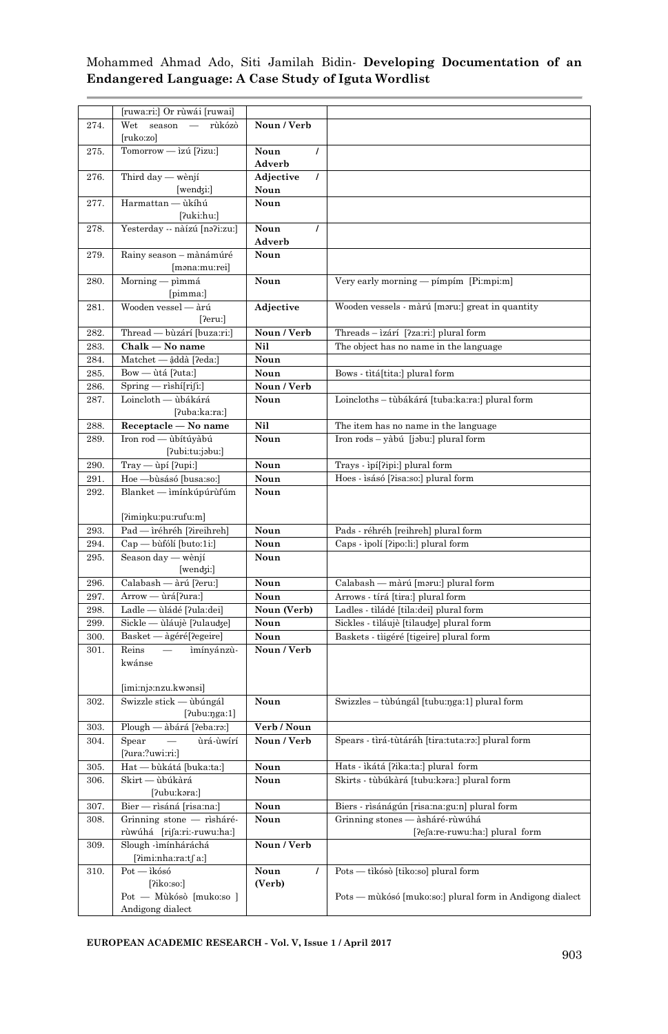| | | | |
|---|---|---|---|
| | [ruwa:ri:] Or rùwái [ruwai] | | |
| 274. | Wet season — rùkózò [ruko:zo] | **Noun / Verb** | |
| 275. | Tomorrow — ìzú [ʔizu:] | **Noun / Adverb** | |
| 276. | Third day — wènjí [wendʒi:] | **Adjective / Noun** | |
| 277. | Harmattan — ùkíhú [ʔuki:hu:] | **Noun** | |
| 278. | Yesterday -- nàízú [nəʔi:zu:] | **Noun / Adverb** | |
| 279. | Rainy season – mànámúré [məna:mu:rei] | **Noun** | |
| 280. | Morning — pìmmá [pimma:] | **Noun** | Very early morning — pímpím [Pi:mpi:m] |
| 281. | Wooden vessel — àrú [ʔeru:] | **Adjective** | Wooden vessels - màrú [məru:] great in quantity |
| 282. | Thread — bùzárí [buza:ri:] | **Noun / Verb** | Threads – ìzárí [ʔza:ri:] plural form |
| 283. | **Chalk — No name** | **Nil** | The object has no name in the language |
| 284. | Matchet — ȁddà [ʔeda:] | **Noun** | |
| 285. | Bow — ùtá [ʔuta:] | **Noun** | Bows - tìtá[tita:] plural form |
| 286. | Spring — rìshí[riʃi:] | **Noun / Verb** | |
| 287. | Loincloth — ùbákárá [ʔuba:ka:ra:] | **Noun** | Loincloths – tùbákárá [tuba:ka:ra:] plural form |
| 288. | **Receptacle — No name** | **Nil** | The item has no name in the language |
| 289. | Iron rod — ùbítúyàbú [ʔubi:tu:jəbu:] | **Noun** | Iron rods – yàbú [jəbu:] plural form |
| 290. | Tray — ùpí [ʔupi:] | **Noun** | Trays - ìpí[ʔipi:] plural form |
| 291. | Hoe —bùsásó [busa:so:] | **Noun** | Hoes - ìsásó [ʔisa:so:] plural form |
| 292. | Blanket — ìmínkúpúrùfúm [ʔimiŋku:pu:rufu:m] | **Noun** | |
| 293. | Pad — ìréhréh [ʔireihreh] | **Noun** | Pads - réhréh [reihreh] plural form |
| 294. | Cap — bùfólí [buto:1i:] | **Noun** | Caps - ìpolí [ʔipo:li:] plural form |
| 295. | Season day — wènjí [wendʒi:] | **Noun** | |
| 296. | Calabash — àrú [ʔeru:] | **Noun** | Calabash — màrú [məru:] plural form |
| 297. | Arrow — ùrá[ʔura:] | **Noun** | Arrows - tírá [tira:] plural form |
| 298. | Ladle — ùládé [ʔula:dei] | **Noun (Verb)** | Ladles - tiládé [tila:dei] plural form |
| 299. | Sickle — ùláujè [ʔulaudʒe] | **Noun** | Sickles - tiláujè [tilaudʒe] plural form |
| 300. | Basket — àgéré[ʔegeire] | **Noun** | Baskets - tìigéré [tigeire] plural form |
| 301. | Reins — ìmínyánzù-kwánse [imi:njə:nzu.kwənsi] | **Noun / Verb** | |
| 302. | Swizzle stick — ùbúngál [ʔubu:ŋga:1] | **Noun** | Swizzles – tùbúngál [tubu:ŋga:1] plural form |
| 303. | Plough — àbárá [ʔeba:rə:] | **Verb / Noun** | |
| 304. | Spear — ùrá-ùwírí [ʔura:ʔuwi:ri:] | **Noun / Verb** | Spears - tìrá-tùtáráh [tira:tuta:rə:] plural form |
| 305. | Hat — bùkátá [buka:ta:] | **Noun** | Hats - ìkátá [ʔika:ta:] plural form |
| 306. | Skirt — ùbúkàrá [ʔubu:kəra:] | **Noun** | Skirts - tùbúkàrá [tubu:kəra:] plural form |
| 307. | Bier — rìsáná [risa:na:] | **Noun** | Biers - rìsánágún [risa:na:gu:n] plural form |
| 308. | Grinning stone — rìsháré-rùwúhá [riʃa:ri:-ruwu:ha:] | **Noun** | Grinning stones — àsháré-rùwúhá [ʔeʃa:re-ruwu:ha:] plural form |
| 309. | Slough -ìmínháráchá [ʔimi:nha:ra:tʃa:] | **Noun / Verb** | |
| 310. | Pot — ìkósó [ʔiko:so:] <br> Pot — Mùkósò [muko:so ] Andigong dialect | **Noun / (Verb)** | Pots — tìkósò [tiko:so] plural form <br> Pots — mùkósó [muko:so:] plural form in Andigong dialect |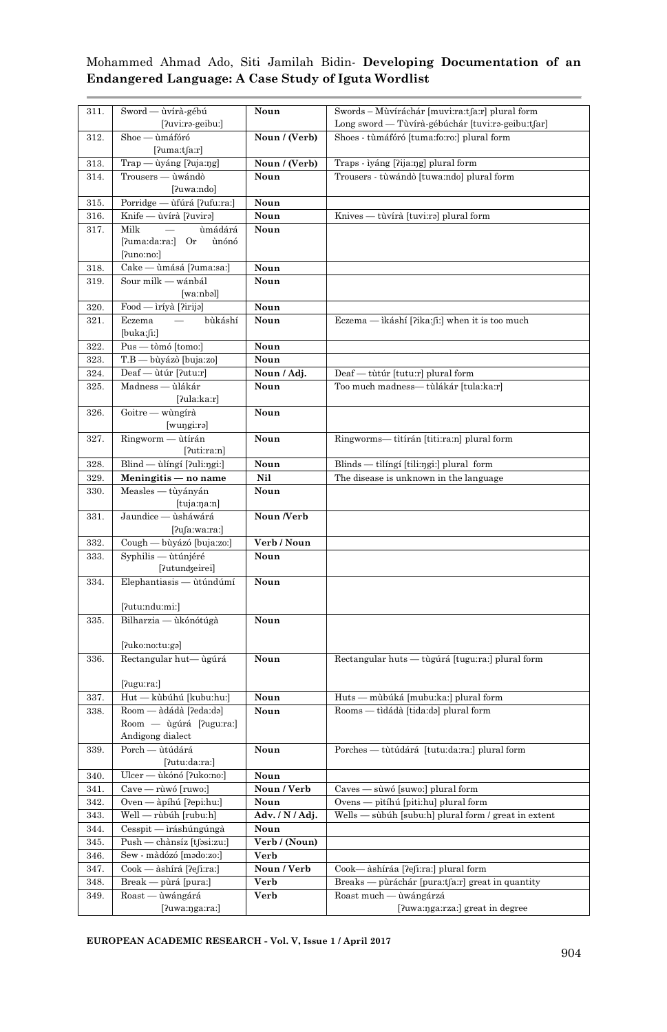| 311. | Sword — ùvírà-gébú [ʔuvi:rə-geibu:] | Noun | Swords – Mùvíráchár [muvi:ra:tʃa:r] plural form Long sword — Tùvírà-gébúchár [tuvi:rə-geibu:tʃar] |
|---|---|---|---|
| 312. | Shoe — ùmáfóró [ʔuma:tʃa:r] | Noun / (Verb) | Shoes - tùmáfóró [tuma:fo:ro:] plural form |
| 313. | Trap — ùyáng [ʔuja:ŋg] | Noun / (Verb) | Traps - ìyáng [ʔija:ŋg] plural form |
| 314. | Trousers — ùwándò [ʔuwa:ndo] | Noun | Trousers - tùwándò [tuwa:ndo] plural form |
| 315. | Porridge — ùfúrá [ʔufu:ra:] | Noun | |
| 316. | Knife — ùvírà [ʔuvirə] | Noun | Knives — tùvírà [tuvi:rə] plural form |
| 317. | Milk — ùmádárá [ʔuma:da:ra:] Or ùnónó [ʔuno:no:] | Noun | |
| 318. | Cake — ùmásá [ʔuma:sa:] | Noun | |
| 319. | Sour milk — wánbál [wa:nbəl] | Noun | |
| 320. | Food — ìríyà [ʔirijə] | Noun | |
| 321. | Eczema — bùkáshí [buka:ʃi:] | Noun | Eczema — ìkáshí [ʔika:ʃi:] when it is too much |
| 322. | Pus — tòmó [tomo:] | Noun | |
| 323. | T.B — bùyázò [buja:zo] | Noun | |
| 324. | Deaf — ùtúr [ʔutu:r] | Noun / Adj. | Deaf — tùtúr [tutu:r] plural form |
| 325. | Madness — ùlákár [ʔula:ka:r] | Noun | Too much madness— tùlákár [tula:ka:r] |
| 326. | Goitre — wùngírà [wuŋgi:rə] | Noun | |
| 327. | Ringworm — ùtírán [ʔuti:ra:n] | Noun | Ringworms— tìtírán [titi:ra:n] plural form |
| 328. | Blind — ùlíngí [ʔuli:ŋgi:] | Noun | Blinds — tìlíngí [tili:ŋgi:] plural form |
| 329. | **Meningitis — no name** | **Nil** | The disease is unknown in the language |
| 330. | Measles — tùyányán [tuja:ɲa:n] | Noun | |
| 331. | Jaundice — ùsháwárá [ʔuʃa:wa:ra:] | Noun /Verb | |
| 332. | Cough — bùyázó [buja:zo:] | Verb / Noun | |
| 333. | Syphilis — ùtúnjéré [ʔutundʒeirei] | Noun | |
| 334. | Elephantiasis — ùtúndúmí [ʔutu:ndu:mi:] | Noun | |
| 335. | Bilharzia — ùkónótúgà [ʔuko:no:tu:gə] | Noun | |
| 336. | Rectangular hut— ùgúrá [ʔugu:ra:] | Noun | Rectangular huts — tùgúrá [tugu:ra:] plural form |
| 337. | Hut — kùbúhú [kubu:hu:] | Noun | Huts — mùbúká [mubu:ka:] plural form |
| 338. | Room — àdádà [ʔeda:də] Room — ùgúrá [ʔugu:ra:] Andigong dialect | Noun | Rooms — tìdádà [tida:də] plural form |
| 339. | Porch — ùtúdárá [ʔutu:da:ra:] | Noun | Porches — tùtúdárá [tutu:da:ra:] plural form |
| 340. | Ulcer — ùkónó [ʔuko:no:] | Noun | |
| 341. | Cave — rùwó [ruwo:] | Noun / Verb | Caves — sùwó [suwo:] plural form |
| 342. | Oven — àpíhú [ʔepi:hu:] | Noun | Ovens — pìtíhú [piti:hu] plural form |
| 343. | Well — rùbúh [rubu:h] | Adv. / N / Adj. | Wells — sùbúh [subu:h] plural form / great in extent |
| 344. | Cesspit — ìráshúngúngà | Noun | |
| 345. | Push — chànsíz [tʃəsi:zu:] | Verb / (Noun) | |
| 346. | Sew - màdózó [mədo:zo:] | Verb | |
| 347. | Cook — àshírá [ʔeʃi:ra:] | Noun / Verb | Cook— àshíráa [ʔeʃi:ra:] plural form |
| 348. | Break — pùrá [pura:] | Verb | Breaks — pùráchár [pura:tʃa:r] great in quantity |
| 349. | Roast — ùwángárá [ʔuwa:ŋga:ra:] | Verb | Roast much — ùwángárzá [ʔuwa:ŋga:rza:] great in degree |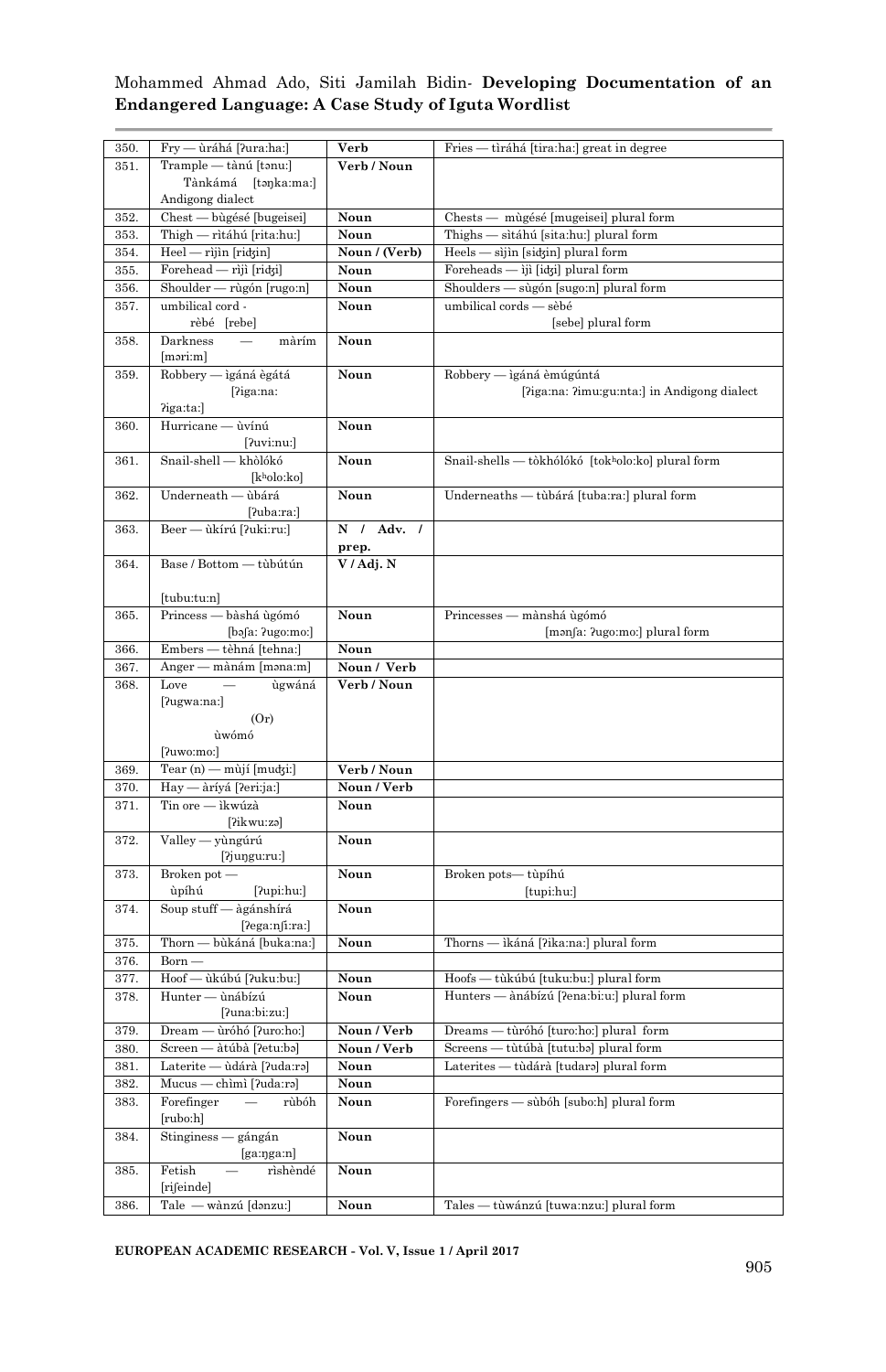| 350. | Fry — ùráhá [ʔura:ha:] | Verb | Fries — tìráhá [tira:ha:] great in degree |
|---|---|---|---|
| 351. | Trample — tànú [tənu:] Tànkámá [təŋka:ma:] Andigong dialect | Verb / Noun | |
| 352. | Chest — bùgésé [bugeisei] | Noun | Chests — mùgésé [mugeisei] plural form |
| 353. | Thigh — rìtáhú [rita:hu:] | Noun | Thighs — sìtáhú [sita:hu:] plural form |
| 354. | Heel — rìjìn [ridʒin] | Noun / (Verb) | Heels — sìjìn [sidʒin] plural form |
| 355. | Forehead — rìjì [ridʒi] | Noun | Foreheads — ìjì [idʒi] plural form |
| 356. | Shoulder — rùgón [rugo:n] | Noun | Shoulders — sùgón [sugo:n] plural form |
| 357. | umbilical cord - rèbé [rebe] | Noun | umbilical cords — sèbé [sebe] plural form |
| 358. | Darkness — màrím [məri:m] | Noun | |
| 359. | Robbery — ìgáná ègátá [ʔiga:na: ʔiga:ta:] | Noun | Robbery — ìgáná èmúgúntá [ʔiga:na: ʔimu:gu:nta:] in Andigong dialect |
| 360. | Hurricane — ùvínú [ʔuvi:nu:] | Noun | |
| 361. | Snail-shell — khòlókó [kʰolo:ko] | Noun | Snail-shells — tòkhólókó [tokʰolo:ko] plural form |
| 362. | Underneath — ùbárá [ʔuba:ra:] | Noun | Underneaths — tùbárá [tuba:ra:] plural form |
| 363. | Beer — ùkírú [ʔuki:ru:] | N / Adv. / prep. | |
| 364. | Base / Bottom — tùbútún [tubu:tu:n] | V / Adj. N | |
| 365. | Princess — bàshá ùgómó [bəʃa: ʔugo:mo:] | Noun | Princesses — mànshá ùgómó [mənʃa: ʔugo:mo:] plural form |
| 366. | Embers — tèhná [tehna:] | Noun | |
| 367. | Anger — mànám [məna:m] | Noun / Verb | |
| 368. | Love — ùgwáná [ʔugwa:na:] (Or) ùwómó [ʔuwo:mo:] | Verb / Noun | |
| 369. | Tear (n) — mùjí [mudʒi:] | Verb / Noun | |
| 370. | Hay — àríyá [ʔeri:ja:] | Noun / Verb | |
| 371. | Tin ore — ìkwúzà [ʔikwu:zə] | Noun | |
| 372. | Valley — yùngúrú [ʔjuŋgu:ru:] | Noun | |
| 373. | Broken pot — ùpíhú [ʔupi:hu:] | Noun | Broken pots— tùpíhú [tupi:hu:] |
| 374. | Soup stuff — àgánshírá [ʔega:nʃi:ra:] | Noun | |
| 375. | Thorn — bùkáná [buka:na:] | Noun | Thorns — ìkáná [ʔika:na:] plural form |
| 376. | Born — | | |
| 377. | Hoof — ùkúbú [ʔuku:bu:] | Noun | Hoofs — tùkúbú [tuku:bu:] plural form |
| 378. | Hunter — ùnábízú [ʔuna:bi:zu:] | Noun | Hunters — ànábízú [ʔena:bi:u:] plural form |
| 379. | Dream — ùróhó [ʔuro:ho:] | Noun / Verb | Dreams — tùróhó [turo:ho:] plural form |
| 380. | Screen — àtúbà [ʔetu:bə] | Noun / Verb | Screens — tùtúbà [tutu:bə] plural form |
| 381. | Laterite — ùdárà [ʔuda:rə] | Noun | Laterites — tùdárà [tudarə] plural form |
| 382. | Mucus — chìmì [ʔuda:rə] | Noun | |
| 383. | Forefinger — rùbóh [rubo:h] | Noun | Forefingers — sùbóh [subo:h] plural form |
| 384. | Stinginess — gángán [ga:ŋga:n] | Noun | |
| 385. | Fetish — rìshèndé [riʃeinde] | Noun | |
| 386. | Tale — wànzú [dənzu:] | Noun | Tales — tùwánzú [tuwa:nzu:] plural form |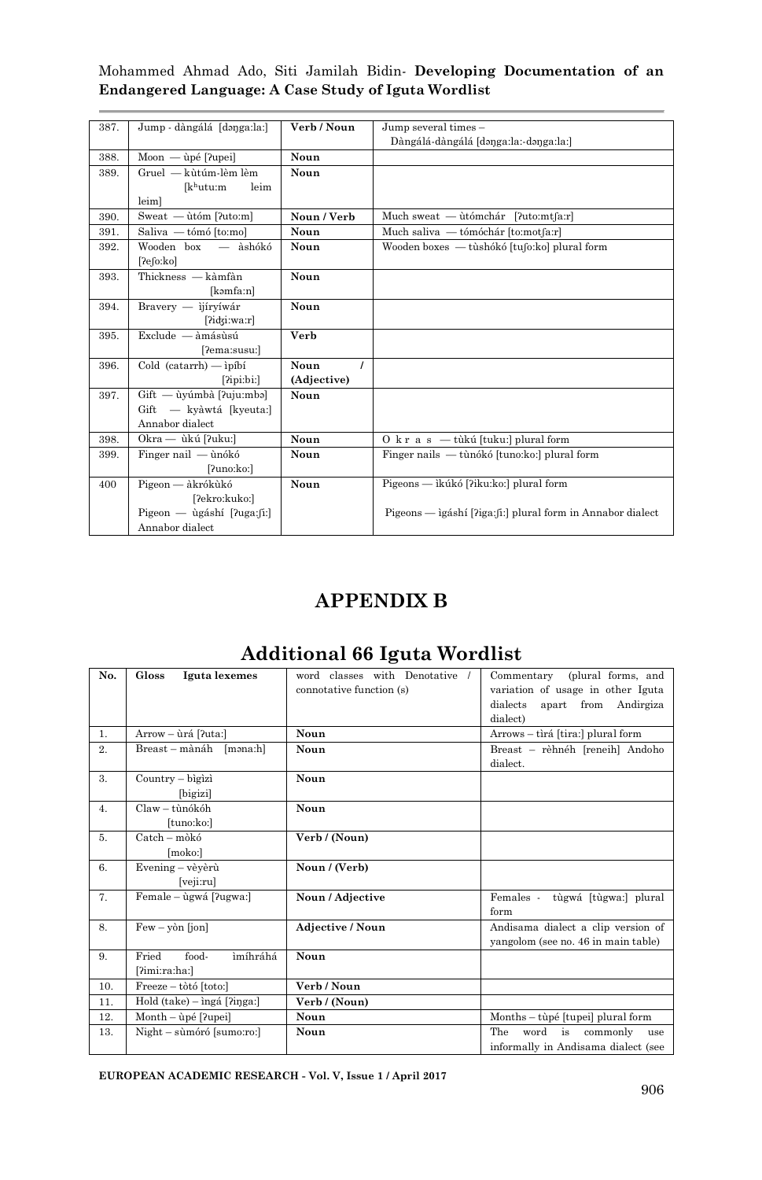| 387. | Jump - dàngálá [dəŋga:la:] | Verb / Noun | Jump several times – Dàngálá-dàngálá [dəŋga:la:-dəŋga:la:] |
|---|---|---|---|
| 388. | Moon — ùpé [ʔupei] | Noun | |
| 389. | Gruel — kùtúm-lèm lèm [kʰutu:m leim leim] | Noun | |
| 390. | Sweat — ùtóm [ʔuto:m] | Noun / Verb | Much sweat — ùtómchár [ʔuto:mtʃa:r] |
| 391. | Saliva — tómó [to:mo] | Noun | Much saliva — tómóchár [to:motʃa:r] |
| 392. | Wooden box — àshókó [ʔeʃo:ko] | Noun | Wooden boxes — tùshókó [tuʃo:ko] plural form |
| 393. | Thickness — kàmfàn [kəmfa:n] | Noun | |
| 394. | Bravery — ìjíryíwár [ʔidʒi:wa:r] | Noun | |
| 395. | Exclude — àmásùsú [ʔema:susu:] | Verb | |
| 396. | Cold (catarrh) — ìpíbí [ʔipi:bi:] | Noun / (Adjective) | |
| 397. | Gift — ùyúmbà [ʔuju:mbə] Gift — kyàwtá [kyeuta:] Annabor dialect | Noun | |
| 398. | Okra — ùkú [ʔuku:] | Noun | O k r a s — tùkú [tuku:] plural form |
| 399. | Finger nail — ùnókó [ʔuno:ko:] | Noun | Finger nails — tùnókó [tuno:ko:] plural form |
| 400 | Pigeon — àkrókùkó [ʔekro:kuko:] Pigeon — ùgáshí [ʔuga:ʃi:] Annabor dialect | Noun | Pigeons — ìkúkó [ʔiku:ko:] plural form<br>Pigeons — ìgáshí [ʔiga:ʃi:] plural form in Annabor dialect |

# APPENDIX B

## Additional 66 Iguta Wordlist

| No. | Gloss Iguta lexemes | word classes with Denotative / connotative function (s) | Commentary (plural forms, and variation of usage in other Iguta dialects apart from Andirgiza dialect) |
|---|---|---|---|
| 1. | Arrow – ùrá [ʔuta:] | Noun | Arrows – tìrá [tira:] plural form |
| 2. | Breast – mànáh [məna:h] | Noun | Breast – rèhnéh [reneih] Andoho dialect. |
| 3. | Country – bìgìzì [bigizi] | Noun | |
| 4. | Claw – tùnókóh [tuno:ko:] | Noun | |
| 5. | Catch – mòkó [moko:] | Verb / (Noun) | |
| 6. | Evening – vèyèrù [veji:ru] | Noun / (Verb) | |
| 7. | Female – ùgwá [ʔugwa:] | Noun / Adjective | Females - tùgwá [tùgwa:] plural form |
| 8. | Few – yòn [jon] | Adjective / Noun | Andisama dialect a clip version of yangolom (see no. 46 in main table) |
| 9. | Fried food- ìmíhráhá [ʔimi:ra:ha:] | Noun | |
| 10. | Freeze – tòtó [toto:] | Verb / Noun | |
| 11. | Hold (take) – ìngá [ʔiŋga:] | Verb / (Noun) | |
| 12. | Month – ùpé [ʔupei] | Noun | Months – tùpé [tupei] plural form |
| 13. | Night – sùmóró [sumo:ro:] | Noun | The word is commonly use informally in Andisama dialect (see |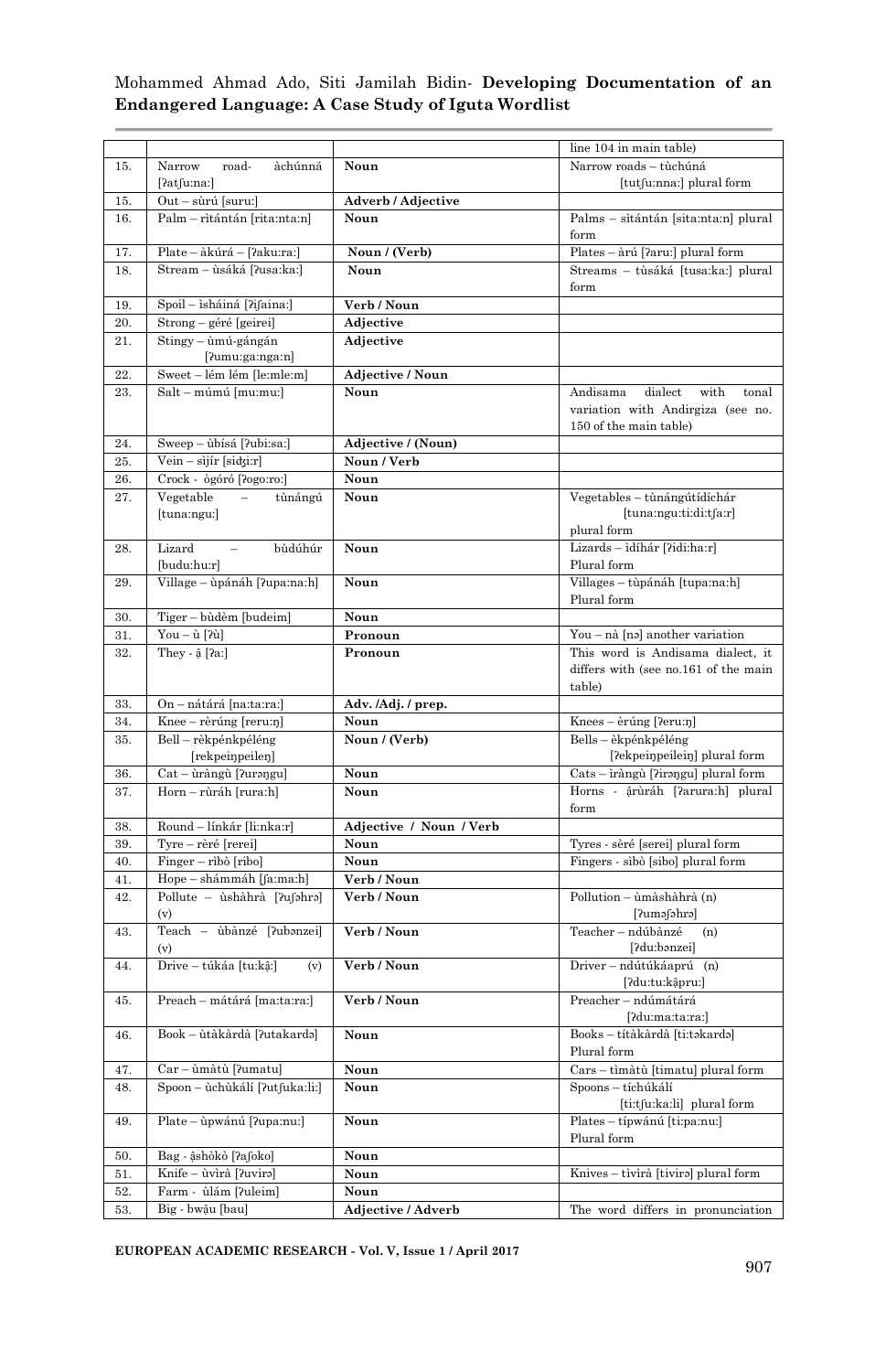| | | | line 104 in main table) |
|---|---|---|---|
| 15. | Narrow road- àchúnná [ʔatʃu:na:] | **Noun** | Narrow roads – tùchúná [tutʃu:nna:] plural form |
| 15. | Out – sùrú [suru:] | **Adverb / Adjective** | |
| 16. | Palm – rìtántán [rita:nta:n] | **Noun** | Palms – sìtántán [sita:nta:n] plural form |
| 17. | Plate – àkúrá – [ʔaku:ra:] | **Noun / (Verb)** | Plates – àrú [ʔaru:] plural form |
| 18. | Stream – ùsáká [ʔusa:ka:] | **Noun** | Streams – tùsáká [tusa:ka:] plural form |
| 19. | Spoil – ìsháíná [ʔiʃaina:] | **Verb / Noun** | |
| 20. | Strong – géré [geirei] | **Adjective** | |
| 21. | Stingy – ùmú-gángán [ʔumu:ga:nga:n] | **Adjective** | |
| 22. | Sweet – lém lém [le:mle:m] | **Adjective / Noun** | |
| 23. | Salt – múmú [mu:mu:] | **Noun** | Andisama dialect with tonal variation with Andirgiza (see no. 150 of the main table) |
| 24. | Sweep – ùbísá [ʔubi:sa:] | **Adjective / (Noun)** | |
| 25. | Vein – sìjír [siʤi:r] | **Noun / Verb** | |
| 26. | Crock - ògóró [ʔogo:ro:] | **Noun** | |
| 27. | Vegetable – tùnángú [tuna:ngu:] | **Noun** | Vegetables – tùnángútídíchár [tuna:ngu:ti:di:tʃa:r] plural form |
| 28. | Lizard – bùdúhúr [budu:hu:r] | **Noun** | Lizards – ìdíhár [ʔidi:ha:r] Plural form |
| 29. | Village – ùpánáh [ʔupa:na:h] | **Noun** | Villages – tùpánáh [tupa:na:h] Plural form |
| 30. | Tiger – bùdèm [budeim] | **Noun** | |
| 31. | You – ù [ʔù] | **Pronoun** | You – nà [nə] another variation |
| 32. | They - ậ [ʔa:] | **Pronoun** | This word is Andisama dialect, it differs with (see no.161 of the main table) |
| 33. | On – nátárá [na:ta:ra:] | **Adv. /Adj. / prep.** | |
| 34. | Knee – rèrúng [reru:ŋ] | **Noun** | Knees – èrúng [ʔeru:ŋ] |
| 35. | Bell – rèkpénkpéléng [rekpeiŋpeileŋ] | **Noun / (Verb)** | Bells – èkpénkpéléng [ʔekpeiŋpeileiŋ] plural form |
| 36. | Cat – ùràngù [ʔurəŋgu] | **Noun** | Cats – ìràngù [ʔirəŋgu] plural form |
| 37. | Horn – rùráh [rura:h] | **Noun** | Horns - ậrùráh [ʔarura:h] plural form |
| 38. | Round – línkár [li:nka:r] | **Adjective / Noun / Verb** | |
| 39. | Tyre – rèré [rerei] | **Noun** | Tyres - sèré [serei] plural form |
| 40. | Finger – rìbò [ribɔ] | **Noun** | Fingers - sìbò [sibɔ] plural form |
| 41. | Hope – shámmáh [ʃa:ma:h] | **Verb / Noun** | |
| 42. | Pollute – ùshàhrà [ʔuʃəhrə] (v) | **Verb / Noun** | Pollution – ùmàshàhrà (n) [ʔuməʃəhrə] |
| 43. | Teach – ùbànzé [ʔubənzei] (v) | **Verb / Noun** | Teacher – ndúbànzé (n) [ʔdu:bənzei] |
| 44. | Drive – túkáa [tu:kậ:] (v) | **Verb / Noun** | Driver – ndútúkáaprú (n) [ʔdu:tu:kậpru:] |
| 45. | Preach – mátárá [ma:ta:ra:] | **Verb / Noun** | Preacher – ndúmátárá [ʔdu:ma:ta:ra:] |
| 46. | Book – ùtàkàrdà [ʔutakardə] | **Noun** | Books – títàkàrdà [ti:təkardə] Plural form |
| 47. | Car – ùmàtù [ʔumatu] | **Noun** | Cars – tìmàtù [timatu] plural form |
| 48. | Spoon – ùchùkálí [ʔutʃuka:li:] | **Noun** | Spoons – tíchúkálí [ti:tʃu:ka:li] plural form |
| 49. | Plate – ùpwánú [ʔupa:nu:] | **Noun** | Plates – típwánú [ti:pa:nu:] Plural form |
| 50. | Bag - ậshòkò [ʔaʃoko] | **Noun** | |
| 51. | Knife – ùvìrà [ʔuvirə] | **Noun** | Knives – tìvìrà [tivirə] plural form |
| 52. | Farm - ùlám [ʔuleim] | **Noun** | |
| 53. | Big - bwậu [bau] | **Adjective / Adverb** | The word differs in pronunciation |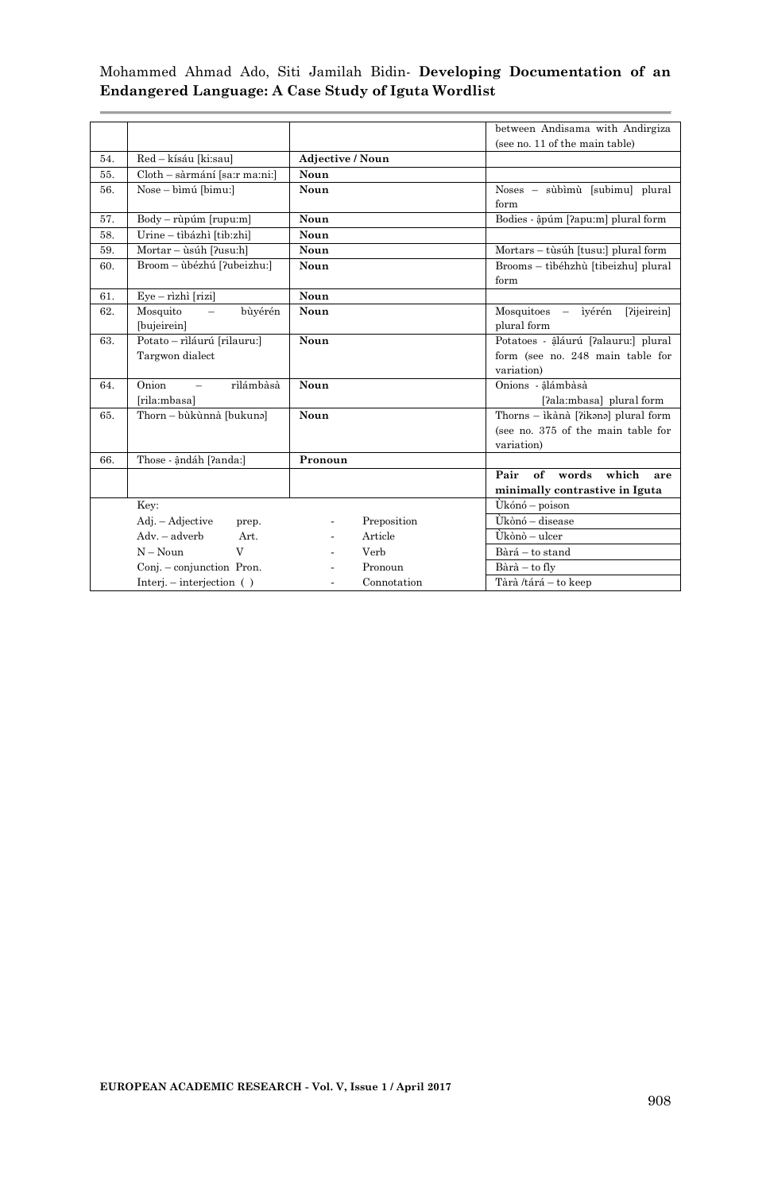| | | | |
|---|---|---|---|
| | | | between Andisama with Andirgiza (see no. 11 of the main table) |
| 54. | Red – kísáu [ki:sau] | **Adjective / Noun** | |
| 55. | Cloth – sàrmání [sa:r ma:ni:] | **Noun** | |
| 56. | Nose – bìmú [bimu:] | **Noun** | Noses – sùbìmù [subimu] plural form |
| 57. | Body – rùpúm [rupu:m] | **Noun** | Bodies - ậpúm [ʔapu:m] plural form |
| 58. | Urine – tìbázhì [tib:zhi] | **Noun** | |
| 59. | Mortar – ùsúh [ʔusu:h] | **Noun** | Mortars – tùsúh [tusu:] plural form |
| 60. | Broom – ùbézhú [ʔubeizhu:] | **Noun** | Brooms – tìbéhzhù [tibeizhu] plural form |
| 61. | Eye – rìzhì [rizi] | **Noun** | |
| 62. | Mosquito – bùyérén [bujeirein] | **Noun** | Mosquitoes – ìyérén [ʔijeirein] plural form |
| 63. | Potato – rìláurú [rilauru:] Targwon dialect | **Noun** | Potatoes - ậláurú [ʔalauru:] plural form (see no. 248 main table for variation) |
| 64. | Onion – rìlámbàsà [rila:mbasa] | **Noun** | Onions - ậlámbàsà [ʔala:mbasa] plural form |
| 65. | Thorn – bùkùnnà [bukunə] | **Noun** | Thorns – ìkànà [ʔikənə] plural form (see no. 375 of the main table for variation) |
| 66. | Those - ậndáh [ʔanda:] | **Pronoun** | |
| | | | **Pair of words which are minimally contrastive in Iguta** |
| | Key: | | Ùkónó – poison |
| | Adj. – Adjective prep. | - Preposition | Ùkònó – disease |
| | Adv. – adverb Art. | - Article | Ùkònò – ulcer |
| | N – Noun V | - Verb | Bàrá – to stand |
| | Conj. – conjunction Pron. | - Pronoun | Bàrà – to fly |
| | Interj. – interjection ( ) | - Connotation | Tàrà /tárá – to keep |